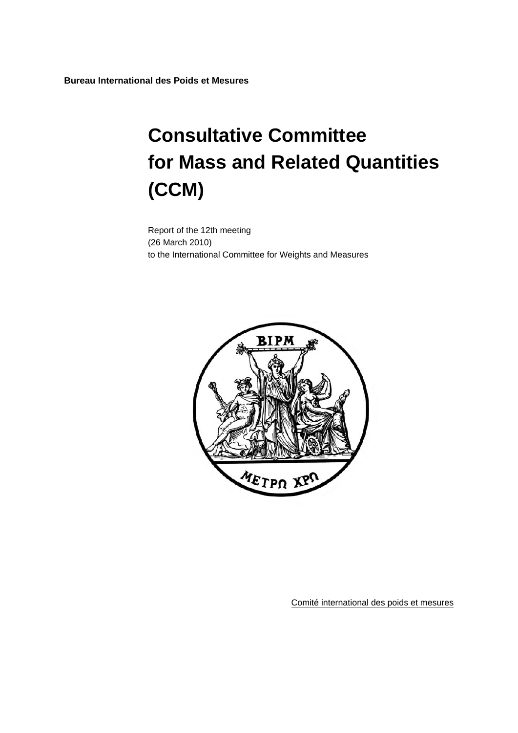**Bureau International des Poids et Mesures**

# Consultative Committee for Mass and Related Quantities (CCM)

Report of the 12th meeting
(26 March 2010)
to the International Committee for Weights and Measures

Comité international des poids et mesures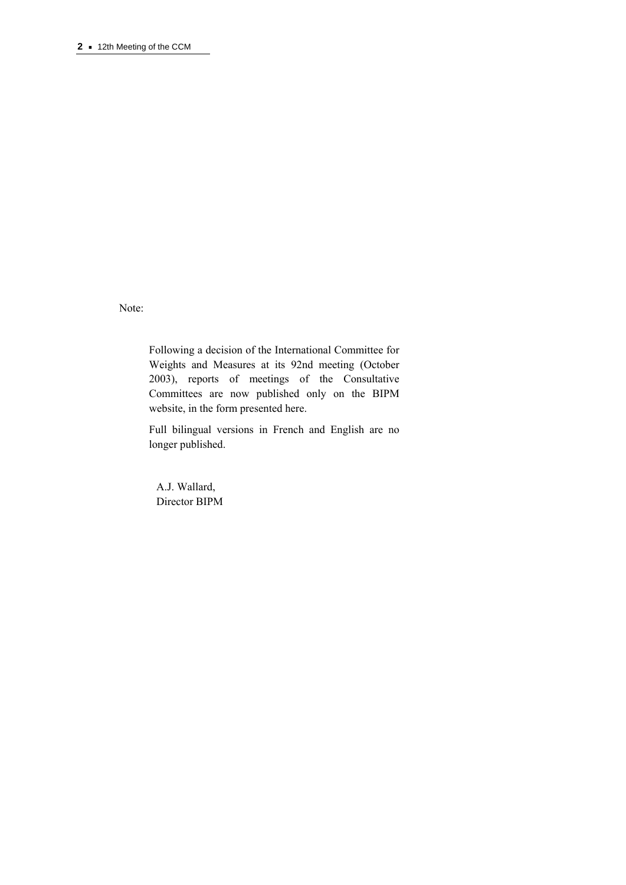Note:

Following a decision of the International Committee for Weights and Measures at its 92nd meeting (October 2003), reports of meetings of the Consultative Committees are now published only on the BIPM website, in the form presented here.

Full bilingual versions in French and English are no longer published.

A.J. Wallard,
Director BIPM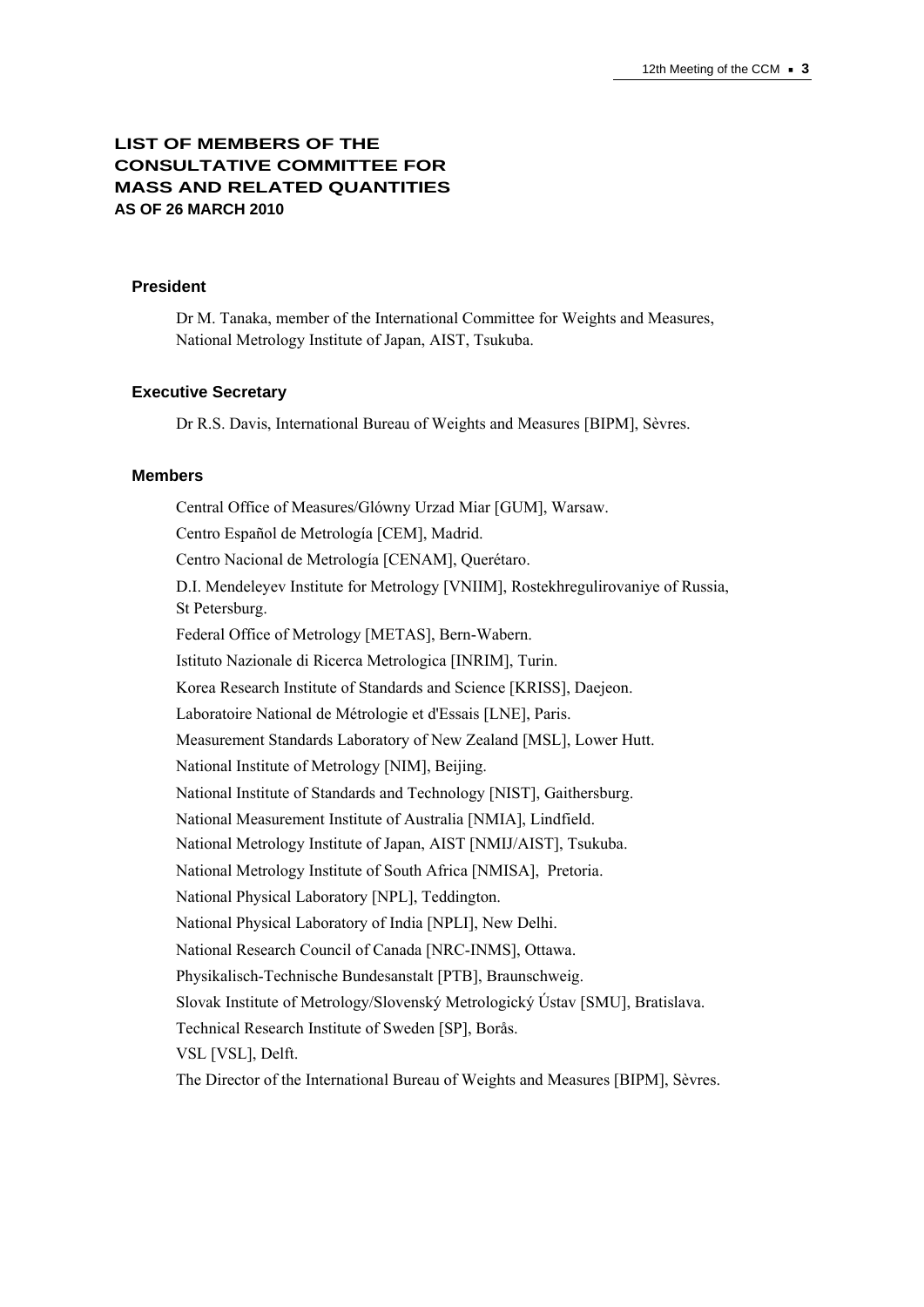# LIST OF MEMBERS OF THE CONSULTATIVE COMMITTEE FOR MASS AND RELATED QUANTITIES

**AS OF 26 MARCH 2010**

### President

Dr M. Tanaka, member of the International Committee for Weights and Measures, National Metrology Institute of Japan, AIST, Tsukuba.

### Executive Secretary

Dr R.S. Davis, International Bureau of Weights and Measures [BIPM], Sèvres.

### Members

Central Office of Measures/Glówny Urzad Miar [GUM], Warsaw.

Centro Español de Metrología [CEM], Madrid.

Centro Nacional de Metrología [CENAM], Querétaro.

D.I. Mendeleyev Institute for Metrology [VNIIM], Rostekhregulirovaniye of Russia, St Petersburg.

Federal Office of Metrology [METAS], Bern-Wabern.

Istituto Nazionale di Ricerca Metrologica [INRIM], Turin.

Korea Research Institute of Standards and Science [KRISS], Daejeon.

Laboratoire National de Métrologie et d'Essais [LNE], Paris.

Measurement Standards Laboratory of New Zealand [MSL], Lower Hutt.

National Institute of Metrology [NIM], Beijing.

National Institute of Standards and Technology [NIST], Gaithersburg.

National Measurement Institute of Australia [NMIA], Lindfield.

National Metrology Institute of Japan, AIST [NMIJ/AIST], Tsukuba.

National Metrology Institute of South Africa [NMISA], Pretoria.

National Physical Laboratory [NPL], Teddington.

National Physical Laboratory of India [NPLI], New Delhi.

National Research Council of Canada [NRC-INMS], Ottawa.

Physikalisch-Technische Bundesanstalt [PTB], Braunschweig.

Slovak Institute of Metrology/Slovenský Metrologický Ústav [SMU], Bratislava.

Technical Research Institute of Sweden [SP], Borås.

VSL [VSL], Delft.

The Director of the International Bureau of Weights and Measures [BIPM], Sèvres.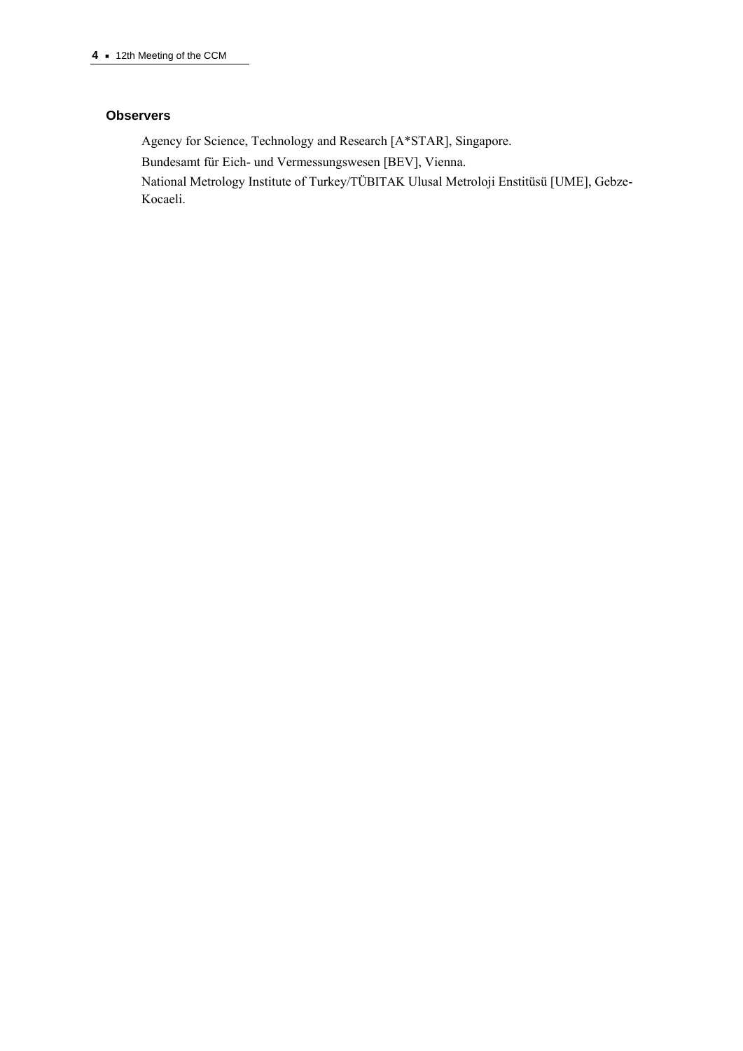## Observers

Agency for Science, Technology and Research [A*STAR], Singapore.

Bundesamt für Eich- und Vermessungswesen [BEV], Vienna.

National Metrology Institute of Turkey/TÜBITAK Ulusal Metroloji Enstitüsü [UME], Gebze-Kocaeli.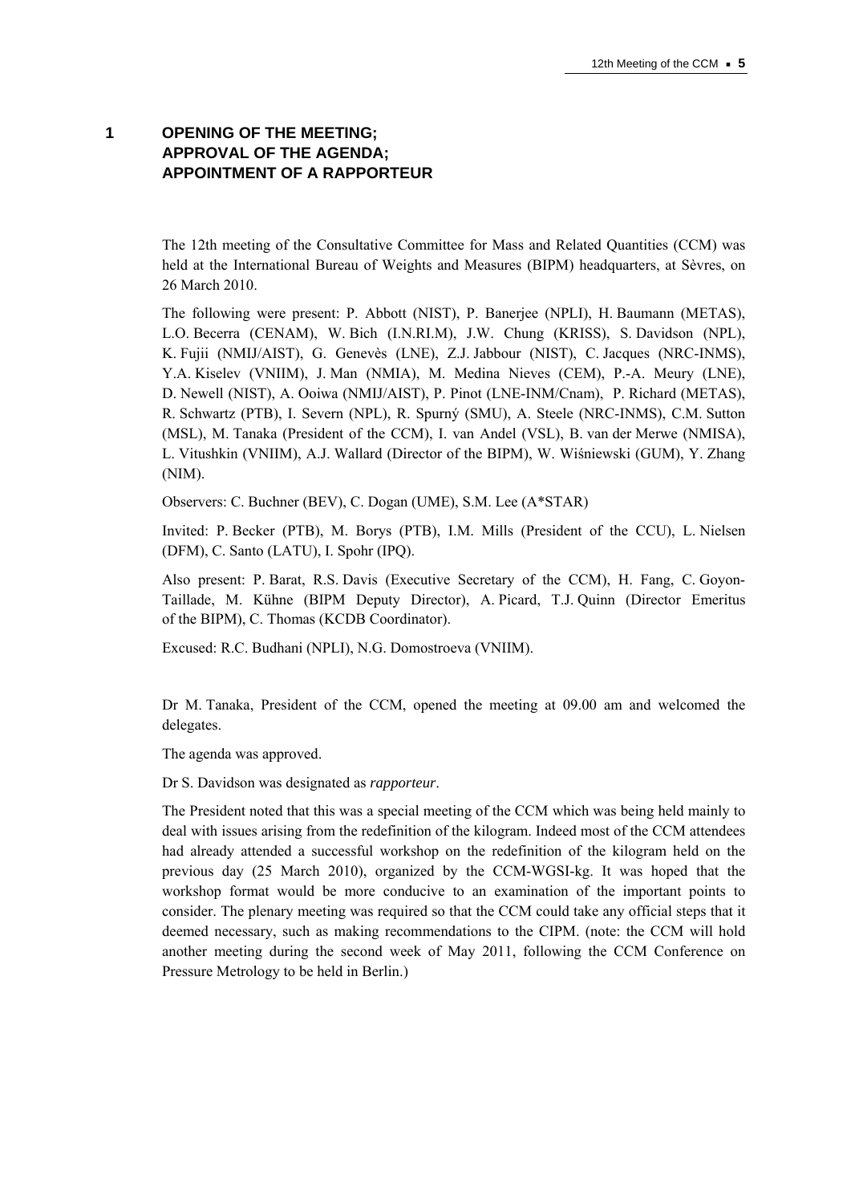# 1 OPENING OF THE MEETING; APPROVAL OF THE AGENDA; APPOINTMENT OF A RAPPORTEUR

The 12th meeting of the Consultative Committee for Mass and Related Quantities (CCM) was held at the International Bureau of Weights and Measures (BIPM) headquarters, at Sèvres, on 26 March 2010.

The following were present: P. Abbott (NIST), P. Banerjee (NPLI), H. Baumann (METAS), L.O. Becerra (CENAM), W. Bich (I.N.RI.M), J.W. Chung (KRISS), S. Davidson (NPL), K. Fujii (NMIJ/AIST), G. Genevès (LNE), Z.J. Jabbour (NIST), C. Jacques (NRC-INMS), Y.A. Kiselev (VNIIM), J. Man (NMIA), M. Medina Nieves (CEM), P.-A. Meury (LNE), D. Newell (NIST), A. Ooiwa (NMIJ/AIST), P. Pinot (LNE-INM/Cnam), P. Richard (METAS), R. Schwartz (PTB), I. Severn (NPL), R. Spurný (SMU), A. Steele (NRC-INMS), C.M. Sutton (MSL), M. Tanaka (President of the CCM), I. van Andel (VSL), B. van der Merwe (NMISA), L. Vitushkin (VNIIM), A.J. Wallard (Director of the BIPM), W. Wiśniewski (GUM), Y. Zhang (NIM).

Observers: C. Buchner (BEV), C. Dogan (UME), S.M. Lee (A*STAR)

Invited: P. Becker (PTB), M. Borys (PTB), I.M. Mills (President of the CCU), L. Nielsen (DFM), C. Santo (LATU), I. Spohr (IPQ).

Also present: P. Barat, R.S. Davis (Executive Secretary of the CCM), H. Fang, C. Goyon-Taillade, M. Kühne (BIPM Deputy Director), A. Picard, T.J. Quinn (Director Emeritus of the BIPM), C. Thomas (KCDB Coordinator).

Excused: R.C. Budhani (NPLI), N.G. Domostroeva (VNIIM).

Dr M. Tanaka, President of the CCM, opened the meeting at 09.00 am and welcomed the delegates.

The agenda was approved.

Dr S. Davidson was designated as *rapporteur*.

The President noted that this was a special meeting of the CCM which was being held mainly to deal with issues arising from the redefinition of the kilogram. Indeed most of the CCM attendees had already attended a successful workshop on the redefinition of the kilogram held on the previous day (25 March 2010), organized by the CCM-WGSI-kg. It was hoped that the workshop format would be more conducive to an examination of the important points to consider. The plenary meeting was required so that the CCM could take any official steps that it deemed necessary, such as making recommendations to the CIPM. (note: the CCM will hold another meeting during the second week of May 2011, following the CCM Conference on Pressure Metrology to be held in Berlin.)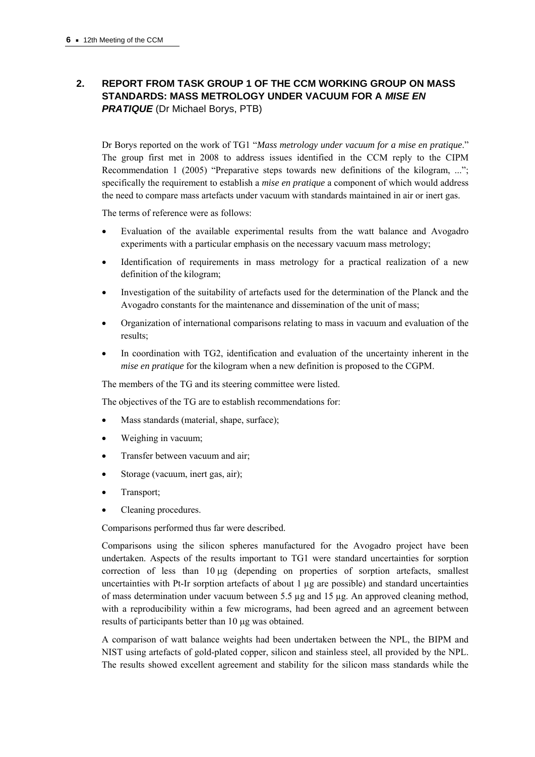## 2. REPORT FROM TASK GROUP 1 OF THE CCM WORKING GROUP ON MASS STANDARDS: MASS METROLOGY UNDER VACUUM FOR A *MISE EN PRATIQUE* (Dr Michael Borys, PTB)

Dr Borys reported on the work of TG1 "*Mass metrology under vacuum for a mise en pratique*." The group first met in 2008 to address issues identified in the CCM reply to the CIPM Recommendation 1 (2005) "Preparative steps towards new definitions of the kilogram, ..."; specifically the requirement to establish a *mise en pratique* a component of which would address the need to compare mass artefacts under vacuum with standards maintained in air or inert gas.

The terms of reference were as follows:

- Evaluation of the available experimental results from the watt balance and Avogadro experiments with a particular emphasis on the necessary vacuum mass metrology;
- Identification of requirements in mass metrology for a practical realization of a new definition of the kilogram;
- Investigation of the suitability of artefacts used for the determination of the Planck and the Avogadro constants for the maintenance and dissemination of the unit of mass;
- Organization of international comparisons relating to mass in vacuum and evaluation of the results;
- In coordination with TG2, identification and evaluation of the uncertainty inherent in the *mise en pratique* for the kilogram when a new definition is proposed to the CGPM.

The members of the TG and its steering committee were listed.

The objectives of the TG are to establish recommendations for:

- Mass standards (material, shape, surface);
- Weighing in vacuum;
- Transfer between vacuum and air;
- Storage (vacuum, inert gas, air);
- Transport;
- Cleaning procedures.

Comparisons performed thus far were described.

Comparisons using the silicon spheres manufactured for the Avogadro project have been undertaken. Aspects of the results important to TG1 were standard uncertainties for sorption correction of less than 10 μg (depending on properties of sorption artefacts, smallest uncertainties with Pt-Ir sorption artefacts of about 1 μg are possible) and standard uncertainties of mass determination under vacuum between 5.5 μg and 15 μg. An approved cleaning method, with a reproducibility within a few micrograms, had been agreed and an agreement between results of participants better than 10 μg was obtained.

A comparison of watt balance weights had been undertaken between the NPL, the BIPM and NIST using artefacts of gold-plated copper, silicon and stainless steel, all provided by the NPL. The results showed excellent agreement and stability for the silicon mass standards while the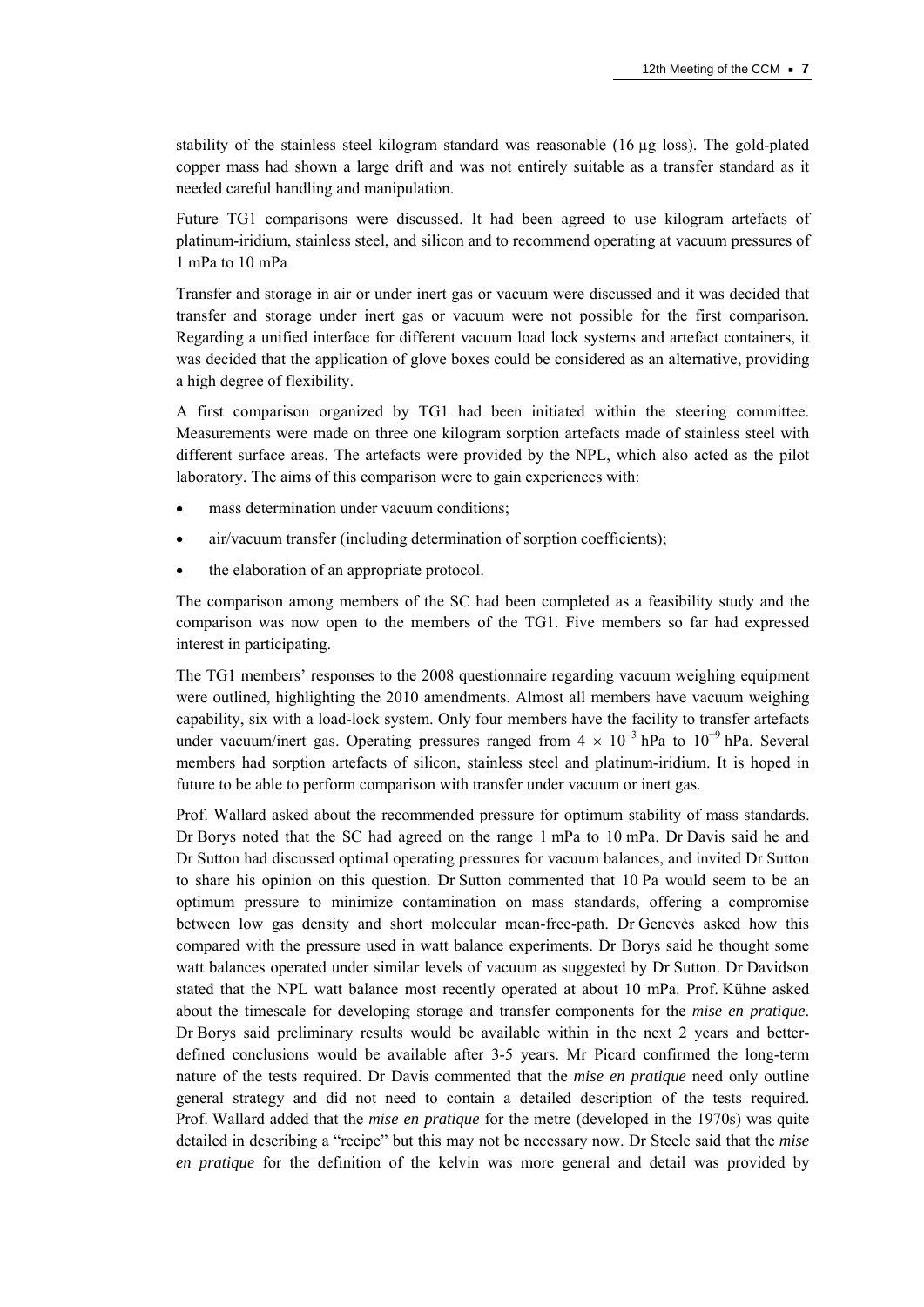stability of the stainless steel kilogram standard was reasonable (16 µg loss). The gold-plated copper mass had shown a large drift and was not entirely suitable as a transfer standard as it needed careful handling and manipulation.

Future TG1 comparisons were discussed. It had been agreed to use kilogram artefacts of platinum-iridium, stainless steel, and silicon and to recommend operating at vacuum pressures of 1 mPa to 10 mPa

Transfer and storage in air or under inert gas or vacuum were discussed and it was decided that transfer and storage under inert gas or vacuum were not possible for the first comparison. Regarding a unified interface for different vacuum load lock systems and artefact containers, it was decided that the application of glove boxes could be considered as an alternative, providing a high degree of flexibility.

A first comparison organized by TG1 had been initiated within the steering committee. Measurements were made on three one kilogram sorption artefacts made of stainless steel with different surface areas. The artefacts were provided by the NPL, which also acted as the pilot laboratory. The aims of this comparison were to gain experiences with:

- mass determination under vacuum conditions;
- air/vacuum transfer (including determination of sorption coefficients);
- the elaboration of an appropriate protocol.

The comparison among members of the SC had been completed as a feasibility study and the comparison was now open to the members of the TG1. Five members so far had expressed interest in participating.

The TG1 members' responses to the 2008 questionnaire regarding vacuum weighing equipment were outlined, highlighting the 2010 amendments. Almost all members have vacuum weighing capability, six with a load-lock system. Only four members have the facility to transfer artefacts under vacuum/inert gas. Operating pressures ranged from $4 \times 10^{-3}$ hPa to $10^{-9}$ hPa. Several members had sorption artefacts of silicon, stainless steel and platinum-iridium. It is hoped in future to be able to perform comparison with transfer under vacuum or inert gas.

Prof. Wallard asked about the recommended pressure for optimum stability of mass standards. Dr Borys noted that the SC had agreed on the range 1 mPa to 10 mPa. Dr Davis said he and Dr Sutton had discussed optimal operating pressures for vacuum balances, and invited Dr Sutton to share his opinion on this question. Dr Sutton commented that 10 Pa would seem to be an optimum pressure to minimize contamination on mass standards, offering a compromise between low gas density and short molecular mean-free-path. Dr Genevès asked how this compared with the pressure used in watt balance experiments. Dr Borys said he thought some watt balances operated under similar levels of vacuum as suggested by Dr Sutton. Dr Davidson stated that the NPL watt balance most recently operated at about 10 mPa. Prof. Kühne asked about the timescale for developing storage and transfer components for the *mise en pratique*. Dr Borys said preliminary results would be available within in the next 2 years and better-defined conclusions would be available after 3-5 years. Mr Picard confirmed the long-term nature of the tests required. Dr Davis commented that the *mise en pratique* need only outline general strategy and did not need to contain a detailed description of the tests required. Prof. Wallard added that the *mise en pratique* for the metre (developed in the 1970s) was quite detailed in describing a "recipe" but this may not be necessary now. Dr Steele said that the *mise en pratique* for the definition of the kelvin was more general and detail was provided by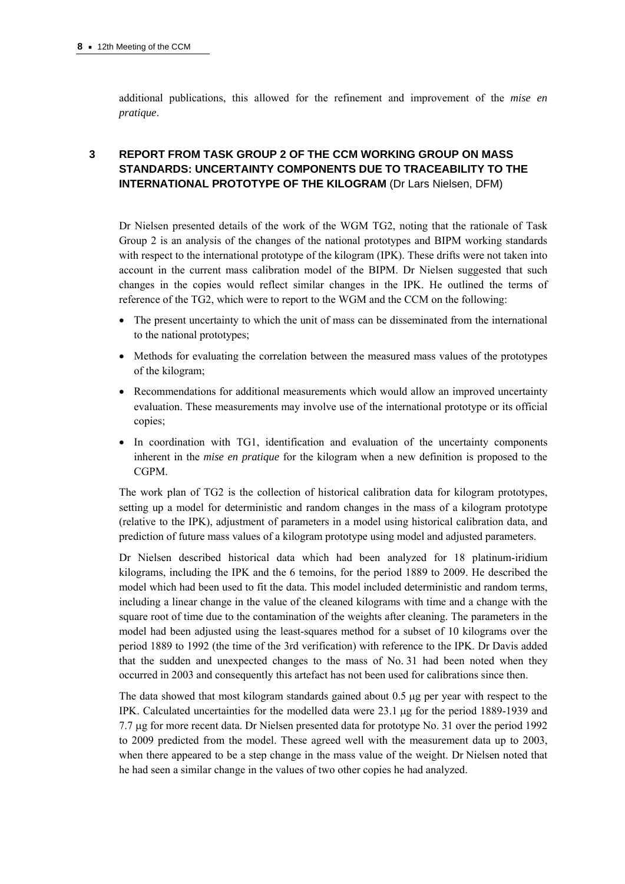additional publications, this allowed for the refinement and improvement of the *mise en pratique*.

## 3 REPORT FROM TASK GROUP 2 OF THE CCM WORKING GROUP ON MASS STANDARDS: UNCERTAINTY COMPONENTS DUE TO TRACEABILITY TO THE INTERNATIONAL PROTOTYPE OF THE KILOGRAM (Dr Lars Nielsen, DFM)

Dr Nielsen presented details of the work of the WGM TG2, noting that the rationale of Task Group 2 is an analysis of the changes of the national prototypes and BIPM working standards with respect to the international prototype of the kilogram (IPK). These drifts were not taken into account in the current mass calibration model of the BIPM. Dr Nielsen suggested that such changes in the copies would reflect similar changes in the IPK. He outlined the terms of reference of the TG2, which were to report to the WGM and the CCM on the following:

- The present uncertainty to which the unit of mass can be disseminated from the international to the national prototypes;
- Methods for evaluating the correlation between the measured mass values of the prototypes of the kilogram;
- Recommendations for additional measurements which would allow an improved uncertainty evaluation. These measurements may involve use of the international prototype or its official copies;
- In coordination with TG1, identification and evaluation of the uncertainty components inherent in the *mise en pratique* for the kilogram when a new definition is proposed to the CGPM.

The work plan of TG2 is the collection of historical calibration data for kilogram prototypes, setting up a model for deterministic and random changes in the mass of a kilogram prototype (relative to the IPK), adjustment of parameters in a model using historical calibration data, and prediction of future mass values of a kilogram prototype using model and adjusted parameters.

Dr Nielsen described historical data which had been analyzed for 18 platinum-iridium kilograms, including the IPK and the 6 temoins, for the period 1889 to 2009. He described the model which had been used to fit the data. This model included deterministic and random terms, including a linear change in the value of the cleaned kilograms with time and a change with the square root of time due to the contamination of the weights after cleaning. The parameters in the model had been adjusted using the least-squares method for a subset of 10 kilograms over the period 1889 to 1992 (the time of the 3rd verification) with reference to the IPK. Dr Davis added that the sudden and unexpected changes to the mass of No. 31 had been noted when they occurred in 2003 and consequently this artefact has not been used for calibrations since then.

The data showed that most kilogram standards gained about 0.5 μg per year with respect to the IPK. Calculated uncertainties for the modelled data were 23.1 μg for the period 1889-1939 and 7.7 μg for more recent data. Dr Nielsen presented data for prototype No. 31 over the period 1992 to 2009 predicted from the model. These agreed well with the measurement data up to 2003, when there appeared to be a step change in the mass value of the weight. Dr Nielsen noted that he had seen a similar change in the values of two other copies he had analyzed.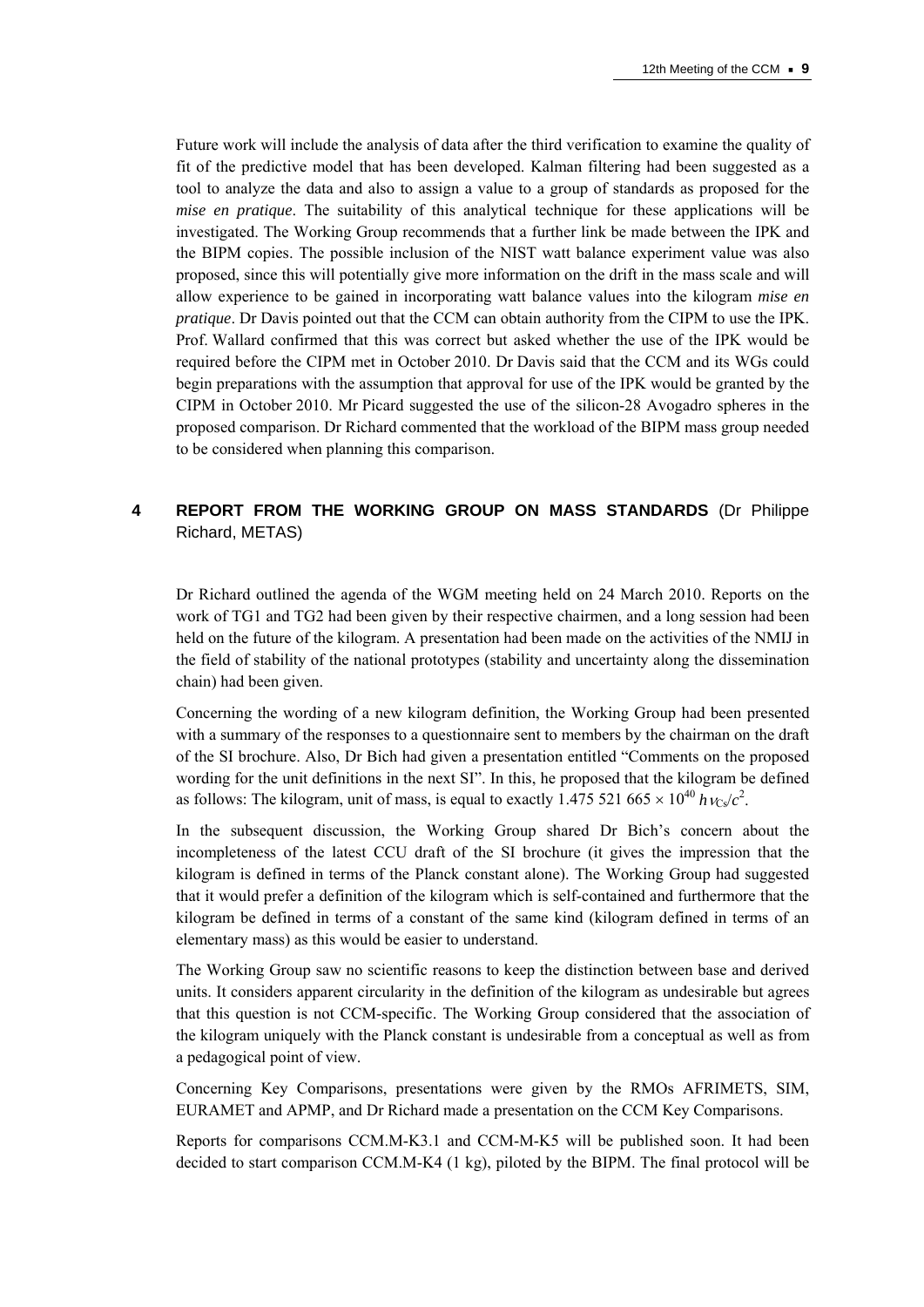Future work will include the analysis of data after the third verification to examine the quality of fit of the predictive model that has been developed. Kalman filtering had been suggested as a tool to analyze the data and also to assign a value to a group of standards as proposed for the *mise en pratique*. The suitability of this analytical technique for these applications will be investigated. The Working Group recommends that a further link be made between the IPK and the BIPM copies. The possible inclusion of the NIST watt balance experiment value was also proposed, since this will potentially give more information on the drift in the mass scale and will allow experience to be gained in incorporating watt balance values into the kilogram *mise en pratique*. Dr Davis pointed out that the CCM can obtain authority from the CIPM to use the IPK. Prof. Wallard confirmed that this was correct but asked whether the use of the IPK would be required before the CIPM met in October 2010. Dr Davis said that the CCM and its WGs could begin preparations with the assumption that approval for use of the IPK would be granted by the CIPM in October 2010. Mr Picard suggested the use of the silicon-28 Avogadro spheres in the proposed comparison. Dr Richard commented that the workload of the BIPM mass group needed to be considered when planning this comparison.

## 4 REPORT FROM THE WORKING GROUP ON MASS STANDARDS (Dr Philippe Richard, METAS)

Dr Richard outlined the agenda of the WGM meeting held on 24 March 2010. Reports on the work of TG1 and TG2 had been given by their respective chairmen, and a long session had been held on the future of the kilogram. A presentation had been made on the activities of the NMIJ in the field of stability of the national prototypes (stability and uncertainty along the dissemination chain) had been given.

Concerning the wording of a new kilogram definition, the Working Group had been presented with a summary of the responses to a questionnaire sent to members by the chairman on the draft of the SI brochure. Also, Dr Bich had given a presentation entitled "Comments on the proposed wording for the unit definitions in the next SI". In this, he proposed that the kilogram be defined as follows: The kilogram, unit of mass, is equal to exactly $1.475\ 521\ 665 \times 10^{40}\ h\nu_{Cs}/c^2$.

In the subsequent discussion, the Working Group shared Dr Bich's concern about the incompleteness of the latest CCU draft of the SI brochure (it gives the impression that the kilogram is defined in terms of the Planck constant alone). The Working Group had suggested that it would prefer a definition of the kilogram which is self-contained and furthermore that the kilogram be defined in terms of a constant of the same kind (kilogram defined in terms of an elementary mass) as this would be easier to understand.

The Working Group saw no scientific reasons to keep the distinction between base and derived units. It considers apparent circularity in the definition of the kilogram as undesirable but agrees that this question is not CCM-specific. The Working Group considered that the association of the kilogram uniquely with the Planck constant is undesirable from a conceptual as well as from a pedagogical point of view.

Concerning Key Comparisons, presentations were given by the RMOs AFRIMETS, SIM, EURAMET and APMP, and Dr Richard made a presentation on the CCM Key Comparisons.

Reports for comparisons CCM.M-K3.1 and CCM-M-K5 will be published soon. It had been decided to start comparison CCM.M-K4 (1 kg), piloted by the BIPM. The final protocol will be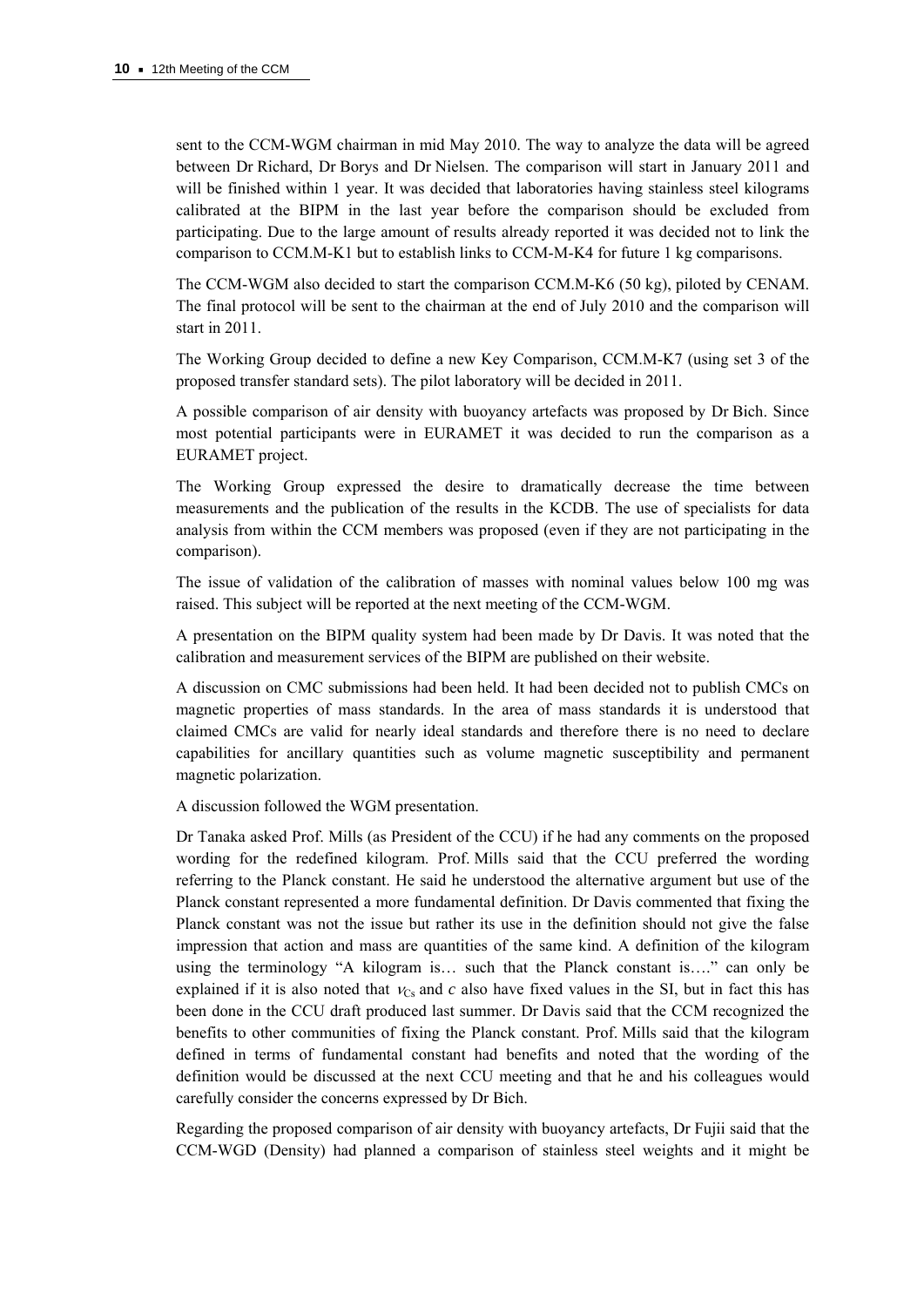sent to the CCM-WGM chairman in mid May 2010. The way to analyze the data will be agreed between Dr Richard, Dr Borys and Dr Nielsen. The comparison will start in January 2011 and will be finished within 1 year. It was decided that laboratories having stainless steel kilograms calibrated at the BIPM in the last year before the comparison should be excluded from participating. Due to the large amount of results already reported it was decided not to link the comparison to CCM.M-K1 but to establish links to CCM-M-K4 for future 1 kg comparisons.

The CCM-WGM also decided to start the comparison CCM.M-K6 (50 kg), piloted by CENAM. The final protocol will be sent to the chairman at the end of July 2010 and the comparison will start in 2011.

The Working Group decided to define a new Key Comparison, CCM.M-K7 (using set 3 of the proposed transfer standard sets). The pilot laboratory will be decided in 2011.

A possible comparison of air density with buoyancy artefacts was proposed by Dr Bich. Since most potential participants were in EURAMET it was decided to run the comparison as a EURAMET project.

The Working Group expressed the desire to dramatically decrease the time between measurements and the publication of the results in the KCDB. The use of specialists for data analysis from within the CCM members was proposed (even if they are not participating in the comparison).

The issue of validation of the calibration of masses with nominal values below 100 mg was raised. This subject will be reported at the next meeting of the CCM-WGM.

A presentation on the BIPM quality system had been made by Dr Davis. It was noted that the calibration and measurement services of the BIPM are published on their website.

A discussion on CMC submissions had been held. It had been decided not to publish CMCs on magnetic properties of mass standards. In the area of mass standards it is understood that claimed CMCs are valid for nearly ideal standards and therefore there is no need to declare capabilities for ancillary quantities such as volume magnetic susceptibility and permanent magnetic polarization.

A discussion followed the WGM presentation.

Dr Tanaka asked Prof. Mills (as President of the CCU) if he had any comments on the proposed wording for the redefined kilogram. Prof. Mills said that the CCU preferred the wording referring to the Planck constant. He said he understood the alternative argument but use of the Planck constant represented a more fundamental definition. Dr Davis commented that fixing the Planck constant was not the issue but rather its use in the definition should not give the false impression that action and mass are quantities of the same kind. A definition of the kilogram using the terminology "A kilogram is… such that the Planck constant is…." can only be explained if it is also noted that $\nu_{Cs}$ and $c$ also have fixed values in the SI, but in fact this has been done in the CCU draft produced last summer. Dr Davis said that the CCM recognized the benefits to other communities of fixing the Planck constant. Prof. Mills said that the kilogram defined in terms of fundamental constant had benefits and noted that the wording of the definition would be discussed at the next CCU meeting and that he and his colleagues would carefully consider the concerns expressed by Dr Bich.

Regarding the proposed comparison of air density with buoyancy artefacts, Dr Fujii said that the CCM-WGD (Density) had planned a comparison of stainless steel weights and it might be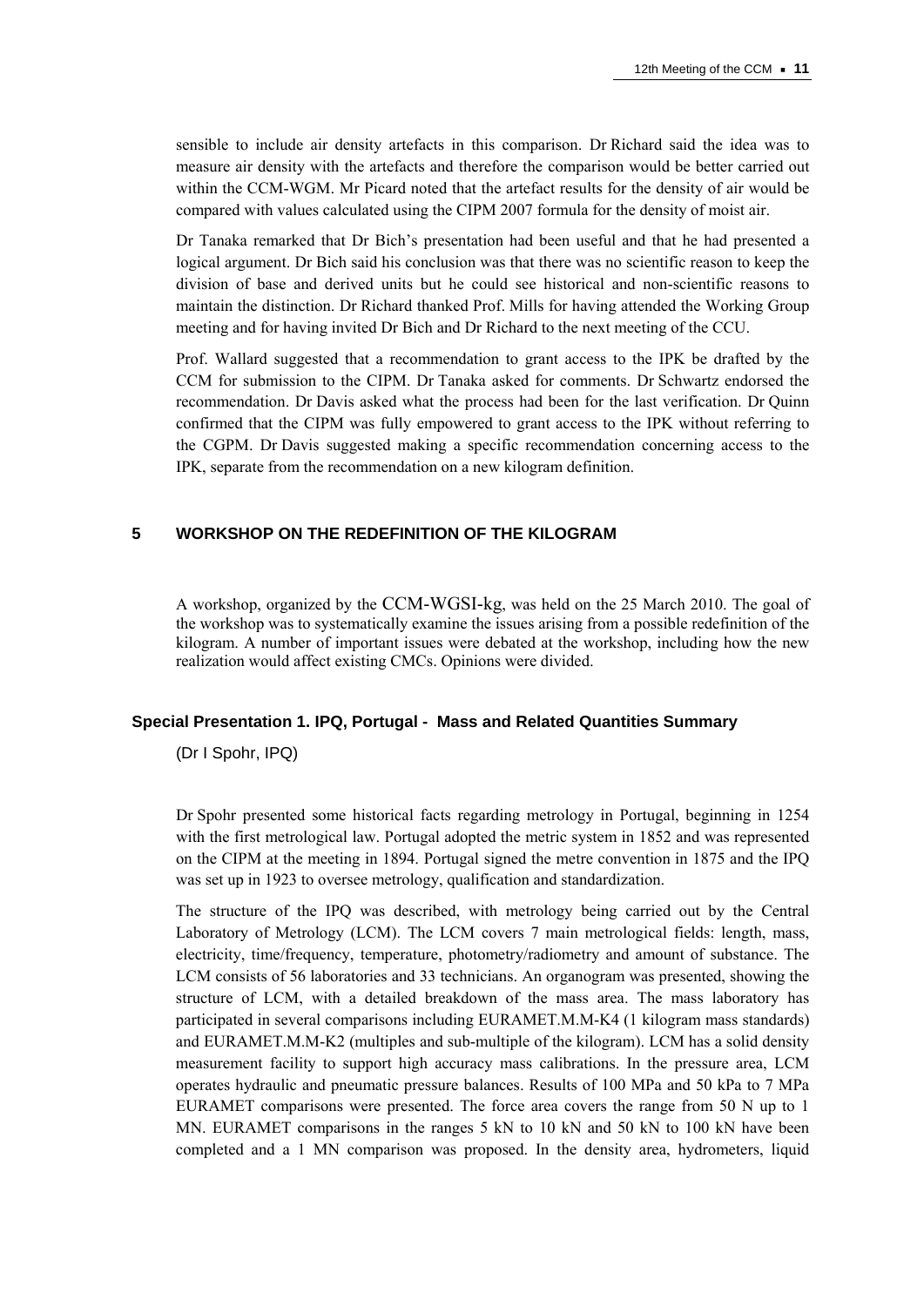sensible to include air density artefacts in this comparison. Dr Richard said the idea was to measure air density with the artefacts and therefore the comparison would be better carried out within the CCM-WGM. Mr Picard noted that the artefact results for the density of air would be compared with values calculated using the CIPM 2007 formula for the density of moist air.

Dr Tanaka remarked that Dr Bich's presentation had been useful and that he had presented a logical argument. Dr Bich said his conclusion was that there was no scientific reason to keep the division of base and derived units but he could see historical and non-scientific reasons to maintain the distinction. Dr Richard thanked Prof. Mills for having attended the Working Group meeting and for having invited Dr Bich and Dr Richard to the next meeting of the CCU.

Prof. Wallard suggested that a recommendation to grant access to the IPK be drafted by the CCM for submission to the CIPM. Dr Tanaka asked for comments. Dr Schwartz endorsed the recommendation. Dr Davis asked what the process had been for the last verification. Dr Quinn confirmed that the CIPM was fully empowered to grant access to the IPK without referring to the CGPM. Dr Davis suggested making a specific recommendation concerning access to the IPK, separate from the recommendation on a new kilogram definition.

## 5 WORKSHOP ON THE REDEFINITION OF THE KILOGRAM

A workshop, organized by the CCM-WGSI-kg, was held on the 25 March 2010. The goal of the workshop was to systematically examine the issues arising from a possible redefinition of the kilogram. A number of important issues were debated at the workshop, including how the new realization would affect existing CMCs. Opinions were divided.

### Special Presentation 1. IPQ, Portugal - Mass and Related Quantities Summary

(Dr I Spohr, IPQ)

Dr Spohr presented some historical facts regarding metrology in Portugal, beginning in 1254 with the first metrological law. Portugal adopted the metric system in 1852 and was represented on the CIPM at the meeting in 1894. Portugal signed the metre convention in 1875 and the IPQ was set up in 1923 to oversee metrology, qualification and standardization.

The structure of the IPQ was described, with metrology being carried out by the Central Laboratory of Metrology (LCM). The LCM covers 7 main metrological fields: length, mass, electricity, time/frequency, temperature, photometry/radiometry and amount of substance. The LCM consists of 56 laboratories and 33 technicians. An organogram was presented, showing the structure of LCM, with a detailed breakdown of the mass area. The mass laboratory has participated in several comparisons including EURAMET.M.M-K4 (1 kilogram mass standards) and EURAMET.M.M-K2 (multiples and sub-multiple of the kilogram). LCM has a solid density measurement facility to support high accuracy mass calibrations. In the pressure area, LCM operates hydraulic and pneumatic pressure balances. Results of 100 MPa and 50 kPa to 7 MPa EURAMET comparisons were presented. The force area covers the range from 50 N up to 1 MN. EURAMET comparisons in the ranges 5 kN to 10 kN and 50 kN to 100 kN have been completed and a 1 MN comparison was proposed. In the density area, hydrometers, liquid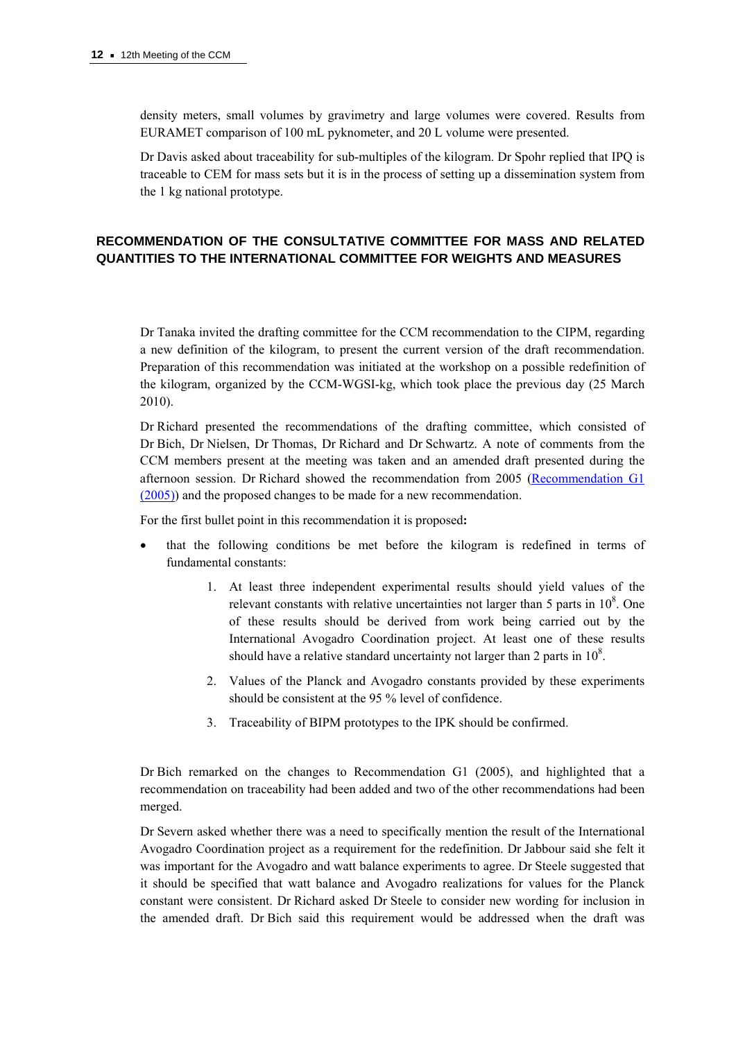density meters, small volumes by gravimetry and large volumes were covered. Results from EURAMET comparison of 100 mL pyknometer, and 20 L volume were presented.

Dr Davis asked about traceability for sub-multiples of the kilogram. Dr Spohr replied that IPQ is traceable to CEM for mass sets but it is in the process of setting up a dissemination system from the 1 kg national prototype.

## RECOMMENDATION OF THE CONSULTATIVE COMMITTEE FOR MASS AND RELATED QUANTITIES TO THE INTERNATIONAL COMMITTEE FOR WEIGHTS AND MEASURES

Dr Tanaka invited the drafting committee for the CCM recommendation to the CIPM, regarding a new definition of the kilogram, to present the current version of the draft recommendation. Preparation of this recommendation was initiated at the workshop on a possible redefinition of the kilogram, organized by the CCM-WGSI-kg, which took place the previous day (25 March 2010).

Dr Richard presented the recommendations of the drafting committee, which consisted of Dr Bich, Dr Nielsen, Dr Thomas, Dr Richard and Dr Schwartz. A note of comments from the CCM members present at the meeting was taken and an amended draft presented during the afternoon session. Dr Richard showed the recommendation from 2005 (Recommendation G1 (2005)) and the proposed changes to be made for a new recommendation.

For the first bullet point in this recommendation it is proposed**:**

- that the following conditions be met before the kilogram is redefined in terms of fundamental constants:
    1. At least three independent experimental results should yield values of the relevant constants with relative uncertainties not larger than 5 parts in $10^8$. One of these results should be derived from work being carried out by the International Avogadro Coordination project. At least one of these results should have a relative standard uncertainty not larger than 2 parts in $10^8$.
    2. Values of the Planck and Avogadro constants provided by these experiments should be consistent at the 95 % level of confidence.
    3. Traceability of BIPM prototypes to the IPK should be confirmed.

Dr Bich remarked on the changes to Recommendation G1 (2005), and highlighted that a recommendation on traceability had been added and two of the other recommendations had been merged.

Dr Severn asked whether there was a need to specifically mention the result of the International Avogadro Coordination project as a requirement for the redefinition. Dr Jabbour said she felt it was important for the Avogadro and watt balance experiments to agree. Dr Steele suggested that it should be specified that watt balance and Avogadro realizations for values for the Planck constant were consistent. Dr Richard asked Dr Steele to consider new wording for inclusion in the amended draft. Dr Bich said this requirement would be addressed when the draft was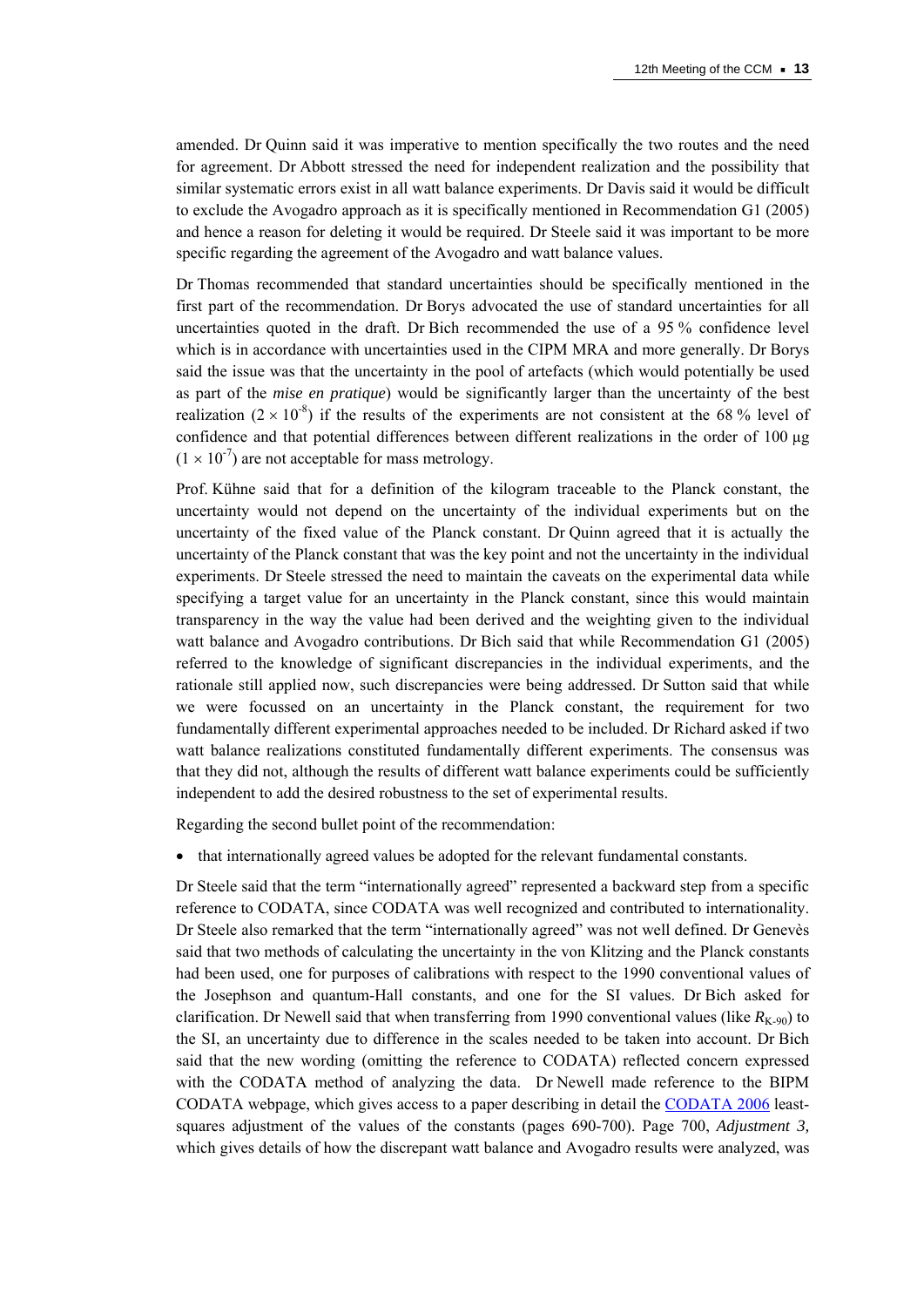amended. Dr Quinn said it was imperative to mention specifically the two routes and the need for agreement. Dr Abbott stressed the need for independent realization and the possibility that similar systematic errors exist in all watt balance experiments. Dr Davis said it would be difficult to exclude the Avogadro approach as it is specifically mentioned in Recommendation G1 (2005) and hence a reason for deleting it would be required. Dr Steele said it was important to be more specific regarding the agreement of the Avogadro and watt balance values.

Dr Thomas recommended that standard uncertainties should be specifically mentioned in the first part of the recommendation. Dr Borys advocated the use of standard uncertainties for all uncertainties quoted in the draft. Dr Bich recommended the use of a 95 % confidence level which is in accordance with uncertainties used in the CIPM MRA and more generally. Dr Borys said the issue was that the uncertainty in the pool of artefacts (which would potentially be used as part of the *mise en pratique*) would be significantly larger than the uncertainty of the best realization ($2 \times 10^{-8}$) if the results of the experiments are not consistent at the 68 % level of confidence and that potential differences between different realizations in the order of 100 µg ($1 \times 10^{-7}$) are not acceptable for mass metrology.

Prof. Kühne said that for a definition of the kilogram traceable to the Planck constant, the uncertainty would not depend on the uncertainty of the individual experiments but on the uncertainty of the fixed value of the Planck constant. Dr Quinn agreed that it is actually the uncertainty of the Planck constant that was the key point and not the uncertainty in the individual experiments. Dr Steele stressed the need to maintain the caveats on the experimental data while specifying a target value for an uncertainty in the Planck constant, since this would maintain transparency in the way the value had been derived and the weighting given to the individual watt balance and Avogadro contributions. Dr Bich said that while Recommendation G1 (2005) referred to the knowledge of significant discrepancies in the individual experiments, and the rationale still applied now, such discrepancies were being addressed. Dr Sutton said that while we were focussed on an uncertainty in the Planck constant, the requirement for two fundamentally different experimental approaches needed to be included. Dr Richard asked if two watt balance realizations constituted fundamentally different experiments. The consensus was that they did not, although the results of different watt balance experiments could be sufficiently independent to add the desired robustness to the set of experimental results.

Regarding the second bullet point of the recommendation:

- that internationally agreed values be adopted for the relevant fundamental constants.

Dr Steele said that the term "internationally agreed" represented a backward step from a specific reference to CODATA, since CODATA was well recognized and contributed to internationality. Dr Steele also remarked that the term "internationally agreed" was not well defined. Dr Genevès said that two methods of calculating the uncertainty in the von Klitzing and the Planck constants had been used, one for purposes of calibrations with respect to the 1990 conventional values of the Josephson and quantum-Hall constants, and one for the SI values. Dr Bich asked for clarification. Dr Newell said that when transferring from 1990 conventional values (like $R_{K\text{-}90}$) to the SI, an uncertainty due to difference in the scales needed to be taken into account. Dr Bich said that the new wording (omitting the reference to CODATA) reflected concern expressed with the CODATA method of analyzing the data. Dr Newell made reference to the BIPM CODATA webpage, which gives access to a paper describing in detail the CODATA 2006 least-squares adjustment of the values of the constants (pages 690-700). Page 700, *Adjustment 3,* which gives details of how the discrepant watt balance and Avogadro results were analyzed, was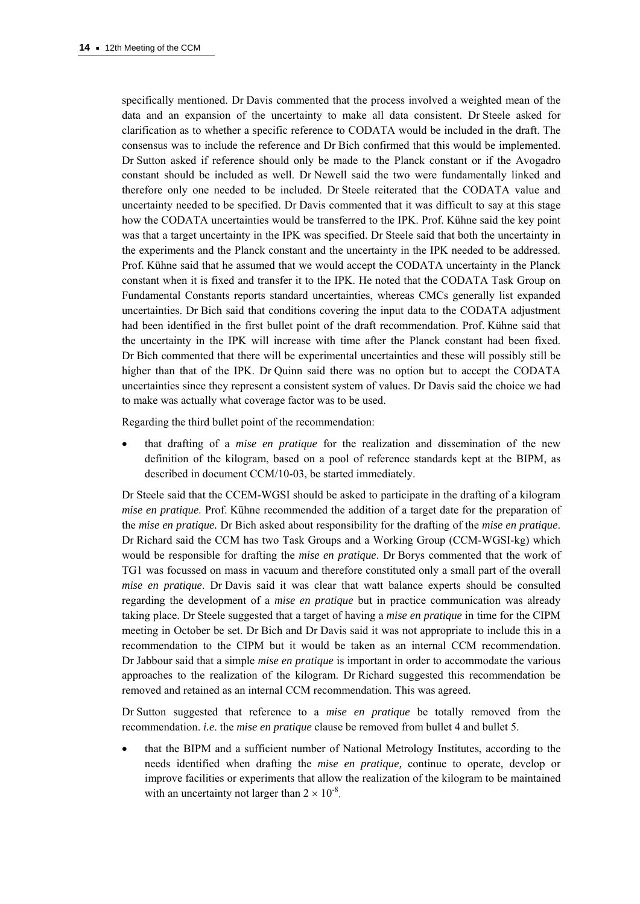specifically mentioned. Dr Davis commented that the process involved a weighted mean of the data and an expansion of the uncertainty to make all data consistent. Dr Steele asked for clarification as to whether a specific reference to CODATA would be included in the draft. The consensus was to include the reference and Dr Bich confirmed that this would be implemented. Dr Sutton asked if reference should only be made to the Planck constant or if the Avogadro constant should be included as well. Dr Newell said the two were fundamentally linked and therefore only one needed to be included. Dr Steele reiterated that the CODATA value and uncertainty needed to be specified. Dr Davis commented that it was difficult to say at this stage how the CODATA uncertainties would be transferred to the IPK. Prof. Kühne said the key point was that a target uncertainty in the IPK was specified. Dr Steele said that both the uncertainty in the experiments and the Planck constant and the uncertainty in the IPK needed to be addressed. Prof. Kühne said that he assumed that we would accept the CODATA uncertainty in the Planck constant when it is fixed and transfer it to the IPK. He noted that the CODATA Task Group on Fundamental Constants reports standard uncertainties, whereas CMCs generally list expanded uncertainties. Dr Bich said that conditions covering the input data to the CODATA adjustment had been identified in the first bullet point of the draft recommendation. Prof. Kühne said that the uncertainty in the IPK will increase with time after the Planck constant had been fixed. Dr Bich commented that there will be experimental uncertainties and these will possibly still be higher than that of the IPK. Dr Quinn said there was no option but to accept the CODATA uncertainties since they represent a consistent system of values. Dr Davis said the choice we had to make was actually what coverage factor was to be used.

Regarding the third bullet point of the recommendation:

- that drafting of a *mise en pratique* for the realization and dissemination of the new definition of the kilogram, based on a pool of reference standards kept at the BIPM, as described in document CCM/10-03, be started immediately.

Dr Steele said that the CCEM-WGSI should be asked to participate in the drafting of a kilogram *mise en pratique*. Prof. Kühne recommended the addition of a target date for the preparation of the *mise en pratique.* Dr Bich asked about responsibility for the drafting of the *mise en pratique*. Dr Richard said the CCM has two Task Groups and a Working Group (CCM-WGSI-kg) which would be responsible for drafting the *mise en pratique*. Dr Borys commented that the work of TG1 was focussed on mass in vacuum and therefore constituted only a small part of the overall *mise en pratique*. Dr Davis said it was clear that watt balance experts should be consulted regarding the development of a *mise en pratique* but in practice communication was already taking place. Dr Steele suggested that a target of having a *mise en pratique* in time for the CIPM meeting in October be set. Dr Bich and Dr Davis said it was not appropriate to include this in a recommendation to the CIPM but it would be taken as an internal CCM recommendation. Dr Jabbour said that a simple *mise en pratique* is important in order to accommodate the various approaches to the realization of the kilogram. Dr Richard suggested this recommendation be removed and retained as an internal CCM recommendation. This was agreed.

Dr Sutton suggested that reference to a *mise en pratique* be totally removed from the recommendation. *i.e*. the *mise en pratique* clause be removed from bullet 4 and bullet 5.

- that the BIPM and a sufficient number of National Metrology Institutes, according to the needs identified when drafting the *mise en pratique,* continue to operate, develop or improve facilities or experiments that allow the realization of the kilogram to be maintained with an uncertainty not larger than $2 \times 10^{-8}$.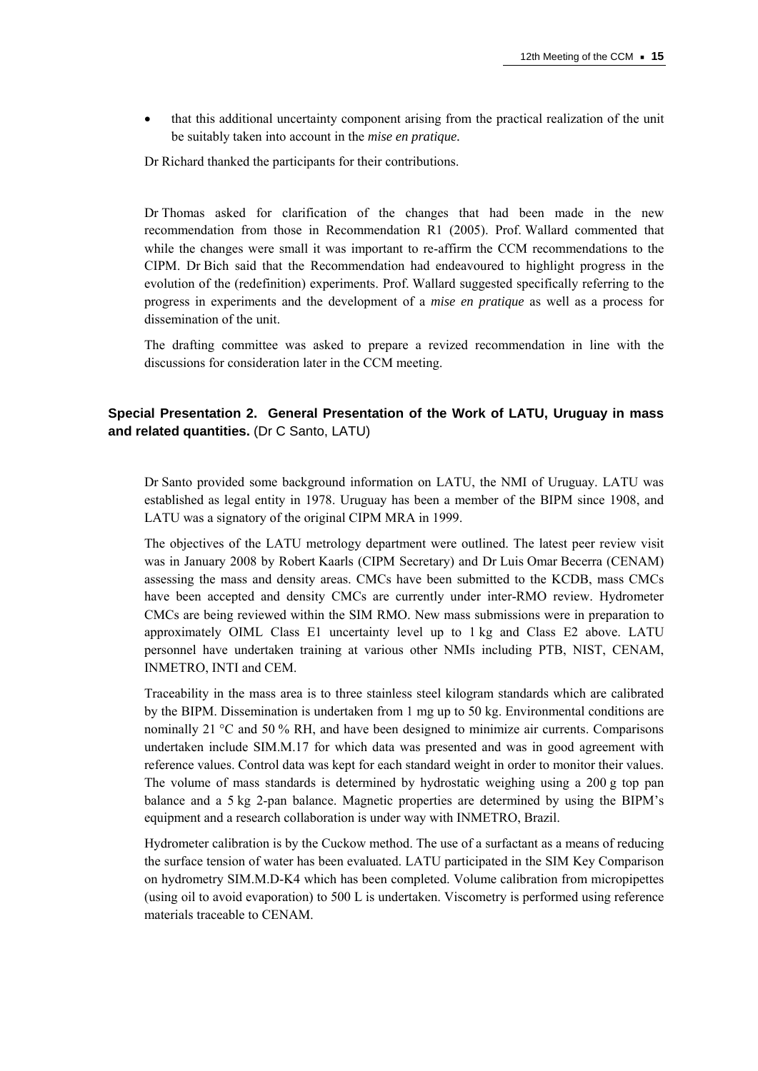- that this additional uncertainty component arising from the practical realization of the unit be suitably taken into account in the *mise en pratique*.

Dr Richard thanked the participants for their contributions.

Dr Thomas asked for clarification of the changes that had been made in the new recommendation from those in Recommendation R1 (2005). Prof. Wallard commented that while the changes were small it was important to re-affirm the CCM recommendations to the CIPM. Dr Bich said that the Recommendation had endeavoured to highlight progress in the evolution of the (redefinition) experiments. Prof. Wallard suggested specifically referring to the progress in experiments and the development of a *mise en pratique* as well as a process for dissemination of the unit.

The drafting committee was asked to prepare a revized recommendation in line with the discussions for consideration later in the CCM meeting.

### **Special Presentation 2. General Presentation of the Work of LATU, Uruguay in mass and related quantities.** (Dr C Santo, LATU)

Dr Santo provided some background information on LATU, the NMI of Uruguay. LATU was established as legal entity in 1978. Uruguay has been a member of the BIPM since 1908, and LATU was a signatory of the original CIPM MRA in 1999.

The objectives of the LATU metrology department were outlined. The latest peer review visit was in January 2008 by Robert Kaarls (CIPM Secretary) and Dr Luis Omar Becerra (CENAM) assessing the mass and density areas. CMCs have been submitted to the KCDB, mass CMCs have been accepted and density CMCs are currently under inter-RMO review. Hydrometer CMCs are being reviewed within the SIM RMO. New mass submissions were in preparation to approximately OIML Class E1 uncertainty level up to 1 kg and Class E2 above. LATU personnel have undertaken training at various other NMIs including PTB, NIST, CENAM, INMETRO, INTI and CEM.

Traceability in the mass area is to three stainless steel kilogram standards which are calibrated by the BIPM. Dissemination is undertaken from 1 mg up to 50 kg. Environmental conditions are nominally 21 °C and 50 % RH, and have been designed to minimize air currents. Comparisons undertaken include SIM.M.17 for which data was presented and was in good agreement with reference values. Control data was kept for each standard weight in order to monitor their values. The volume of mass standards is determined by hydrostatic weighing using a 200 g top pan balance and a 5 kg 2-pan balance. Magnetic properties are determined by using the BIPM's equipment and a research collaboration is under way with INMETRO, Brazil.

Hydrometer calibration is by the Cuckow method. The use of a surfactant as a means of reducing the surface tension of water has been evaluated. LATU participated in the SIM Key Comparison on hydrometry SIM.M.D-K4 which has been completed. Volume calibration from micropipettes (using oil to avoid evaporation) to 500 L is undertaken. Viscometry is performed using reference materials traceable to CENAM.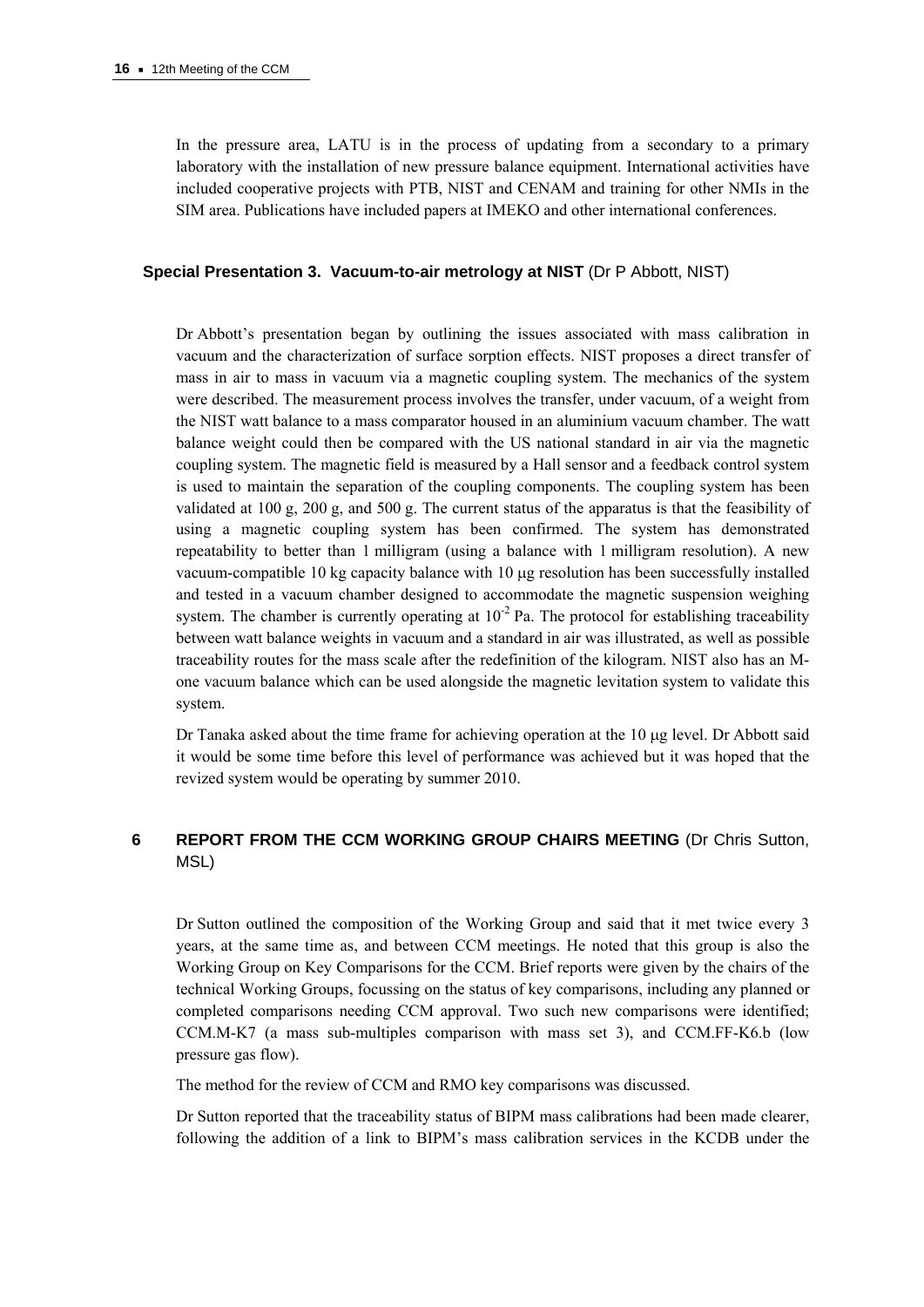In the pressure area, LATU is in the process of updating from a secondary to a primary laboratory with the installation of new pressure balance equipment. International activities have included cooperative projects with PTB, NIST and CENAM and training for other NMIs in the SIM area. Publications have included papers at IMEKO and other international conferences.

### Special Presentation 3. Vacuum-to-air metrology at NIST (Dr P Abbott, NIST)

Dr Abbott's presentation began by outlining the issues associated with mass calibration in vacuum and the characterization of surface sorption effects. NIST proposes a direct transfer of mass in air to mass in vacuum via a magnetic coupling system. The mechanics of the system were described. The measurement process involves the transfer, under vacuum, of a weight from the NIST watt balance to a mass comparator housed in an aluminium vacuum chamber. The watt balance weight could then be compared with the US national standard in air via the magnetic coupling system. The magnetic field is measured by a Hall sensor and a feedback control system is used to maintain the separation of the coupling components. The coupling system has been validated at 100 g, 200 g, and 500 g. The current status of the apparatus is that the feasibility of using a magnetic coupling system has been confirmed. The system has demonstrated repeatability to better than 1 milligram (using a balance with 1 milligram resolution). A new vacuum-compatible 10 kg capacity balance with 10 μg resolution has been successfully installed and tested in a vacuum chamber designed to accommodate the magnetic suspension weighing system. The chamber is currently operating at $10^{-2}$ Pa. The protocol for establishing traceability between watt balance weights in vacuum and a standard in air was illustrated, as well as possible traceability routes for the mass scale after the redefinition of the kilogram. NIST also has an M-one vacuum balance which can be used alongside the magnetic levitation system to validate this system.

Dr Tanaka asked about the time frame for achieving operation at the 10 μg level. Dr Abbott said it would be some time before this level of performance was achieved but it was hoped that the revized system would be operating by summer 2010.

## 6 REPORT FROM THE CCM WORKING GROUP CHAIRS MEETING (Dr Chris Sutton, MSL)

Dr Sutton outlined the composition of the Working Group and said that it met twice every 3 years, at the same time as, and between CCM meetings. He noted that this group is also the Working Group on Key Comparisons for the CCM. Brief reports were given by the chairs of the technical Working Groups, focussing on the status of key comparisons, including any planned or completed comparisons needing CCM approval. Two such new comparisons were identified; CCM.M-K7 (a mass sub-multiples comparison with mass set 3), and CCM.FF-K6.b (low pressure gas flow).

The method for the review of CCM and RMO key comparisons was discussed.

Dr Sutton reported that the traceability status of BIPM mass calibrations had been made clearer, following the addition of a link to BIPM's mass calibration services in the KCDB under the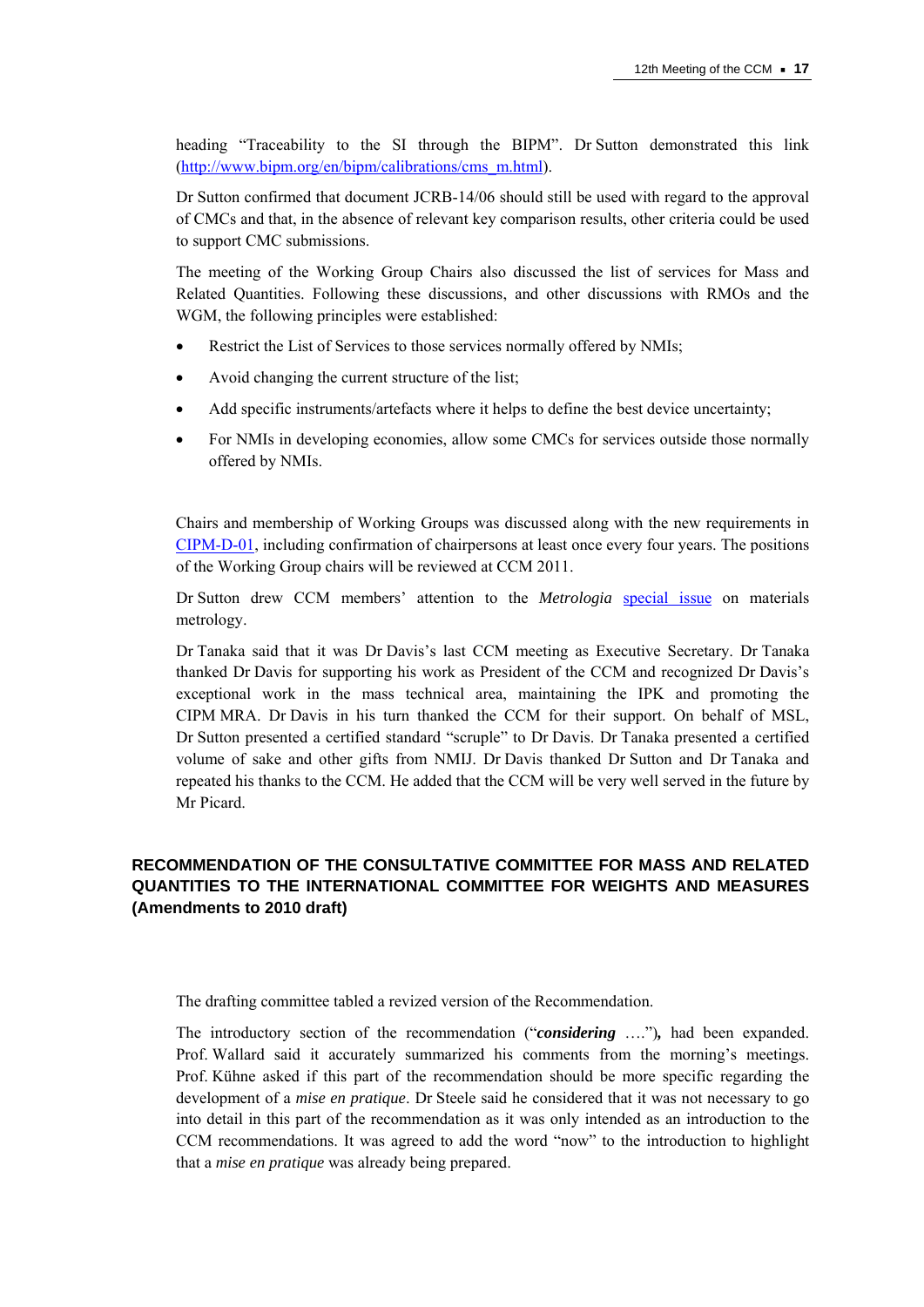heading "Traceability to the SI through the BIPM". Dr Sutton demonstrated this link ([http://www.bipm.org/en/bipm/calibrations/cms_m.html](http://www.bipm.org/en/bipm/calibrations/cms_m.html)).

Dr Sutton confirmed that document JCRB-14/06 should still be used with regard to the approval of CMCs and that, in the absence of relevant key comparison results, other criteria could be used to support CMC submissions.

The meeting of the Working Group Chairs also discussed the list of services for Mass and Related Quantities. Following these discussions, and other discussions with RMOs and the WGM, the following principles were established:

- Restrict the List of Services to those services normally offered by NMIs;
- Avoid changing the current structure of the list;
- Add specific instruments/artefacts where it helps to define the best device uncertainty;
- For NMIs in developing economies, allow some CMCs for services outside those normally offered by NMIs.

Chairs and membership of Working Groups was discussed along with the new requirements in CIPM-D-01, including confirmation of chairpersons at least once every four years. The positions of the Working Group chairs will be reviewed at CCM 2011.

Dr Sutton drew CCM members' attention to the *Metrologia* special issue on materials metrology.

Dr Tanaka said that it was Dr Davis's last CCM meeting as Executive Secretary. Dr Tanaka thanked Dr Davis for supporting his work as President of the CCM and recognized Dr Davis's exceptional work in the mass technical area, maintaining the IPK and promoting the CIPM MRA. Dr Davis in his turn thanked the CCM for their support. On behalf of MSL, Dr Sutton presented a certified standard "scruple" to Dr Davis. Dr Tanaka presented a certified volume of sake and other gifts from NMIJ. Dr Davis thanked Dr Sutton and Dr Tanaka and repeated his thanks to the CCM. He added that the CCM will be very well served in the future by Mr Picard.

## RECOMMENDATION OF THE CONSULTATIVE COMMITTEE FOR MASS AND RELATED QUANTITIES TO THE INTERNATIONAL COMMITTEE FOR WEIGHTS AND MEASURES (Amendments to 2010 draft)

The drafting committee tabled a revized version of the Recommendation.

The introductory section of the recommendation ("***considering*** ….")***,*** had been expanded. Prof. Wallard said it accurately summarized his comments from the morning's meetings. Prof. Kühne asked if this part of the recommendation should be more specific regarding the development of a *mise en pratique*. Dr Steele said he considered that it was not necessary to go into detail in this part of the recommendation as it was only intended as an introduction to the CCM recommendations. It was agreed to add the word "now" to the introduction to highlight that a *mise en pratique* was already being prepared.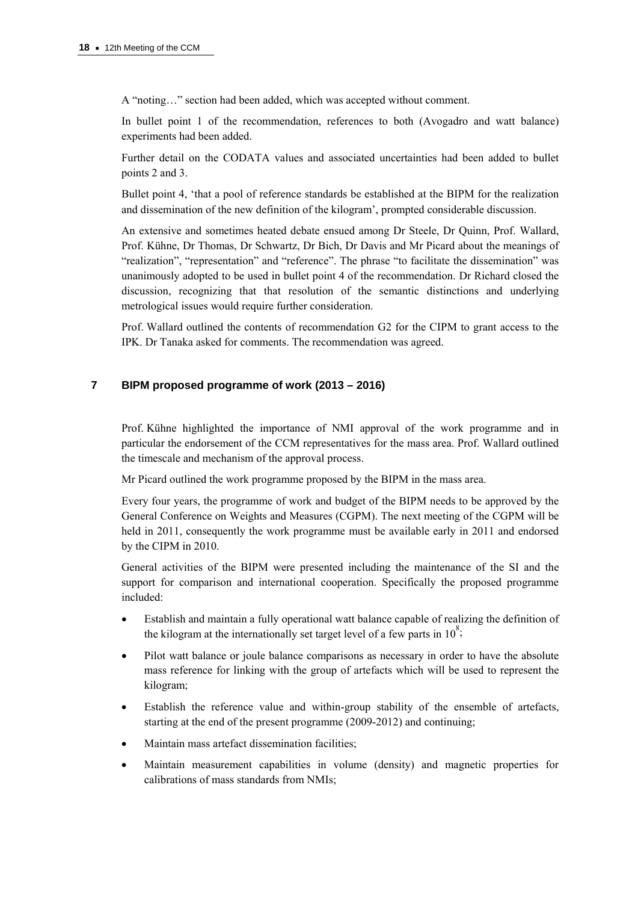A "noting…" section had been added, which was accepted without comment.

In bullet point 1 of the recommendation, references to both (Avogadro and watt balance) experiments had been added.

Further detail on the CODATA values and associated uncertainties had been added to bullet points 2 and 3.

Bullet point 4, 'that a pool of reference standards be established at the BIPM for the realization and dissemination of the new definition of the kilogram', prompted considerable discussion.

An extensive and sometimes heated debate ensued among Dr Steele, Dr Quinn, Prof. Wallard, Prof. Kühne, Dr Thomas, Dr Schwartz, Dr Bich, Dr Davis and Mr Picard about the meanings of "realization", "representation" and "reference". The phrase "to facilitate the dissemination" was unanimously adopted to be used in bullet point 4 of the recommendation. Dr Richard closed the discussion, recognizing that that resolution of the semantic distinctions and underlying metrological issues would require further consideration.

Prof. Wallard outlined the contents of recommendation G2 for the CIPM to grant access to the IPK. Dr Tanaka asked for comments. The recommendation was agreed.

## 7 BIPM proposed programme of work (2013 – 2016)

Prof. Kühne highlighted the importance of NMI approval of the work programme and in particular the endorsement of the CCM representatives for the mass area. Prof. Wallard outlined the timescale and mechanism of the approval process.

Mr Picard outlined the work programme proposed by the BIPM in the mass area.

Every four years, the programme of work and budget of the BIPM needs to be approved by the General Conference on Weights and Measures (CGPM). The next meeting of the CGPM will be held in 2011, consequently the work programme must be available early in 2011 and endorsed by the CIPM in 2010.

General activities of the BIPM were presented including the maintenance of the SI and the support for comparison and international cooperation. Specifically the proposed programme included:

- Establish and maintain a fully operational watt balance capable of realizing the definition of the kilogram at the internationally set target level of a few parts in $10^8$;
- Pilot watt balance or joule balance comparisons as necessary in order to have the absolute mass reference for linking with the group of artefacts which will be used to represent the kilogram;
- Establish the reference value and within-group stability of the ensemble of artefacts, starting at the end of the present programme (2009-2012) and continuing;
- Maintain mass artefact dissemination facilities;
- Maintain measurement capabilities in volume (density) and magnetic properties for calibrations of mass standards from NMIs;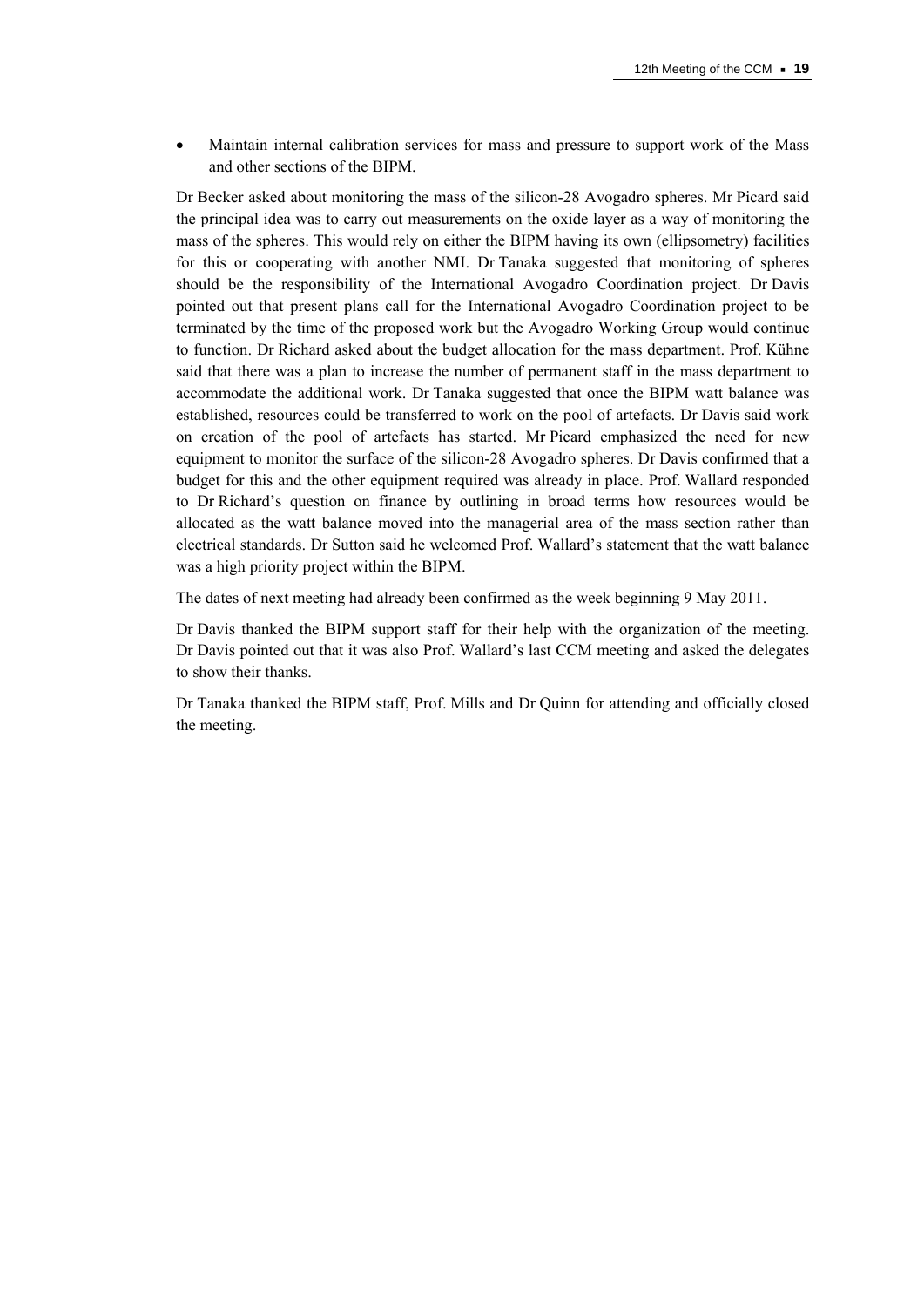- Maintain internal calibration services for mass and pressure to support work of the Mass and other sections of the BIPM.

Dr Becker asked about monitoring the mass of the silicon-28 Avogadro spheres. Mr Picard said the principal idea was to carry out measurements on the oxide layer as a way of monitoring the mass of the spheres. This would rely on either the BIPM having its own (ellipsometry) facilities for this or cooperating with another NMI. Dr Tanaka suggested that monitoring of spheres should be the responsibility of the International Avogadro Coordination project. Dr Davis pointed out that present plans call for the International Avogadro Coordination project to be terminated by the time of the proposed work but the Avogadro Working Group would continue to function. Dr Richard asked about the budget allocation for the mass department. Prof. Kühne said that there was a plan to increase the number of permanent staff in the mass department to accommodate the additional work. Dr Tanaka suggested that once the BIPM watt balance was established, resources could be transferred to work on the pool of artefacts. Dr Davis said work on creation of the pool of artefacts has started. Mr Picard emphasized the need for new equipment to monitor the surface of the silicon-28 Avogadro spheres. Dr Davis confirmed that a budget for this and the other equipment required was already in place. Prof. Wallard responded to Dr Richard's question on finance by outlining in broad terms how resources would be allocated as the watt balance moved into the managerial area of the mass section rather than electrical standards. Dr Sutton said he welcomed Prof. Wallard's statement that the watt balance was a high priority project within the BIPM.

The dates of next meeting had already been confirmed as the week beginning 9 May 2011.

Dr Davis thanked the BIPM support staff for their help with the organization of the meeting. Dr Davis pointed out that it was also Prof. Wallard's last CCM meeting and asked the delegates to show their thanks.

Dr Tanaka thanked the BIPM staff, Prof. Mills and Dr Quinn for attending and officially closed the meeting.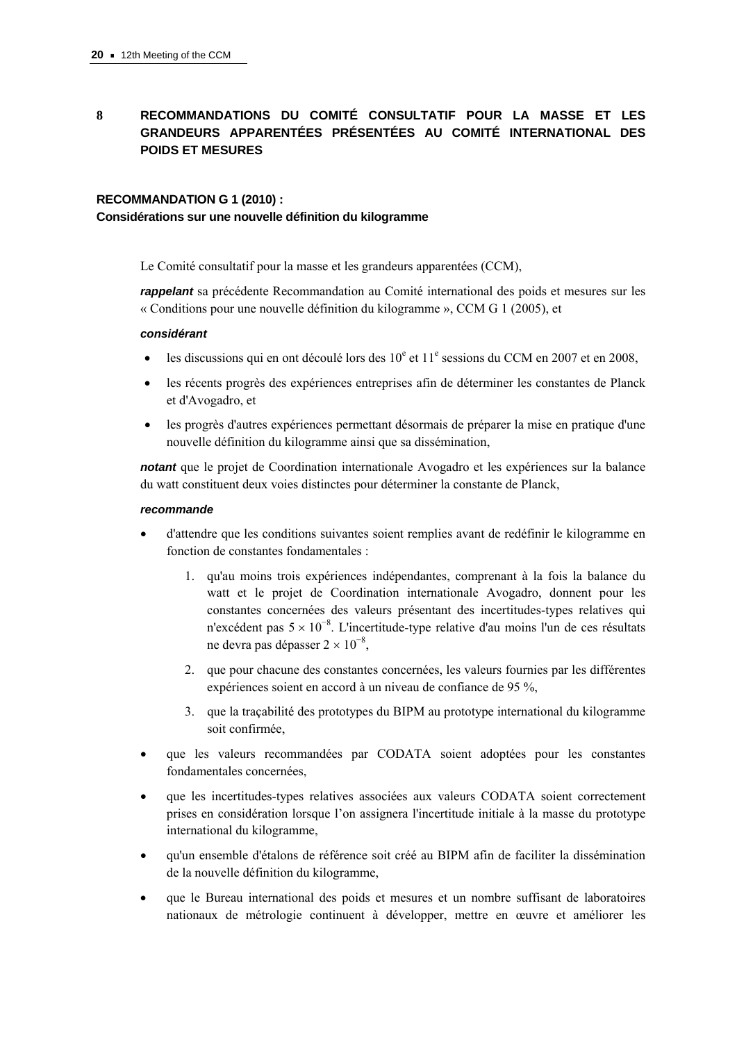## 8 RECOMMANDATIONS DU COMITÉ CONSULTATIF POUR LA MASSE ET LES GRANDEURS APPARENTÉES PRÉSENTÉES AU COMITÉ INTERNATIONAL DES POIDS ET MESURES

### RECOMMANDATION G 1 (2010) :
### Considérations sur une nouvelle définition du kilogramme

Le Comité consultatif pour la masse et les grandeurs apparentées (CCM),

***rappelant*** sa précédente Recommandation au Comité international des poids et mesures sur les « Conditions pour une nouvelle définition du kilogramme », CCM G 1 (2005), et

***considérant***

- les discussions qui en ont découlé lors des 10[e] et 11[e] sessions du CCM en 2007 et en 2008,
- les récents progrès des expériences entreprises afin de déterminer les constantes de Planck et d'Avogadro, et
- les progrès d'autres expériences permettant désormais de préparer la mise en pratique d'une nouvelle définition du kilogramme ainsi que sa dissémination,

***notant*** que le projet de Coordination internationale Avogadro et les expériences sur la balance du watt constituent deux voies distinctes pour déterminer la constante de Planck,

***recommande***

- d'attendre que les conditions suivantes soient remplies avant de redéfinir le kilogramme en fonction de constantes fondamentales :
    1. qu'au moins trois expériences indépendantes, comprenant à la fois la balance du watt et le projet de Coordination internationale Avogadro, donnent pour les constantes concernées des valeurs présentant des incertitudes-types relatives qui n'excédent pas $5 \times 10^{-8}$. L'incertitude-type relative d'au moins l'un de ces résultats ne devra pas dépasser $2 \times 10^{-8}$,
    2. que pour chacune des constantes concernées, les valeurs fournies par les différentes expériences soient en accord à un niveau de confiance de 95 %,
    3. que la traçabilité des prototypes du BIPM au prototype international du kilogramme soit confirmée,
- que les valeurs recommandées par CODATA soient adoptées pour les constantes fondamentales concernées,
- que les incertitudes-types relatives associées aux valeurs CODATA soient correctement prises en considération lorsque l'on assignera l'incertitude initiale à la masse du prototype international du kilogramme,
- qu'un ensemble d'étalons de référence soit créé au BIPM afin de faciliter la dissémination de la nouvelle définition du kilogramme,
- que le Bureau international des poids et mesures et un nombre suffisant de laboratoires nationaux de métrologie continuent à développer, mettre en œuvre et améliorer les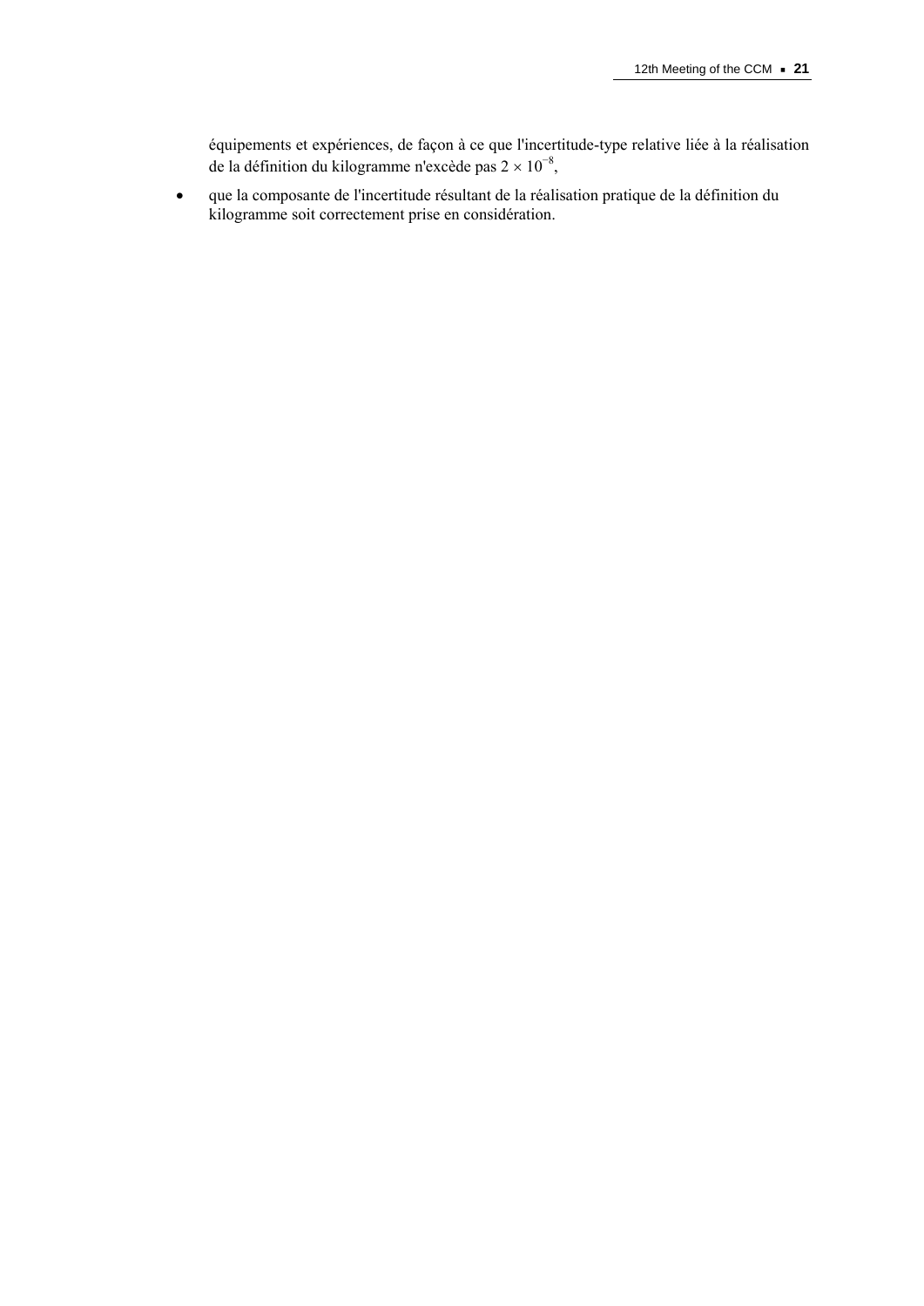équipements et expériences, de façon à ce que l'incertitude-type relative liée à la réalisation de la définition du kilogramme n'excède pas $2 \times 10^{-8}$,

- que la composante de l'incertitude résultant de la réalisation pratique de la définition du kilogramme soit correctement prise en considération.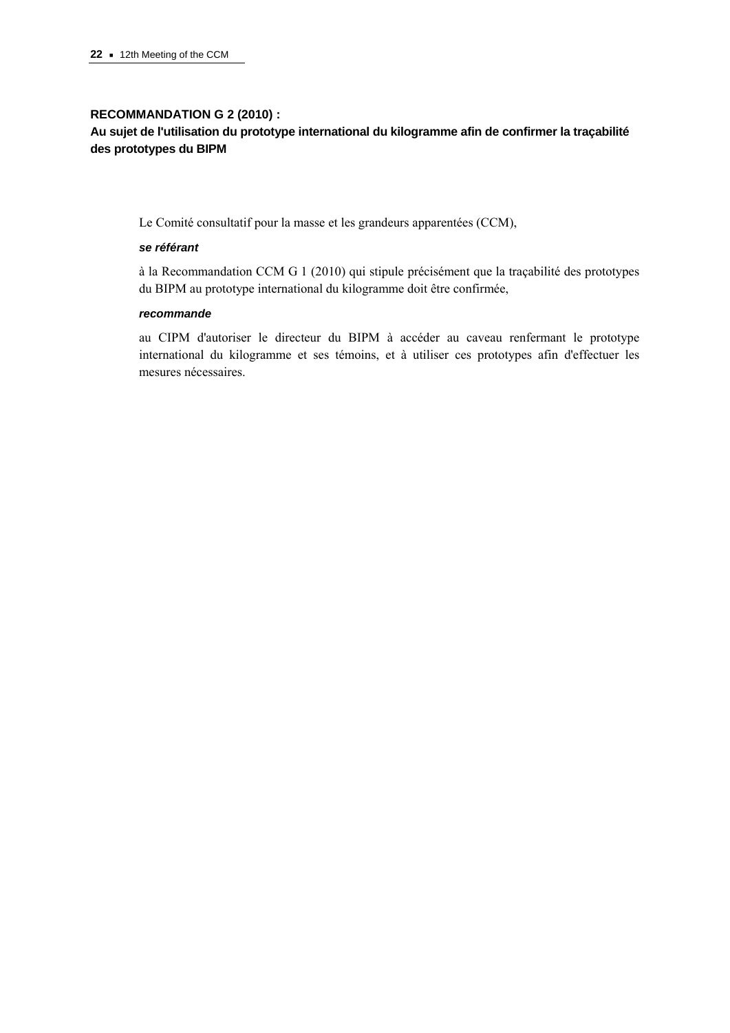## RECOMMANDATION G 2 (2010) :
## Au sujet de l'utilisation du prototype international du kilogramme afin de confirmer la traçabilité des prototypes du BIPM

Le Comité consultatif pour la masse et les grandeurs apparentées (CCM),

***se référant***

à la Recommandation CCM G 1 (2010) qui stipule précisément que la traçabilité des prototypes du BIPM au prototype international du kilogramme doit être confirmée,

***recommande***

au CIPM d'autoriser le directeur du BIPM à accéder au caveau renfermant le prototype international du kilogramme et ses témoins, et à utiliser ces prototypes afin d'effectuer les mesures nécessaires.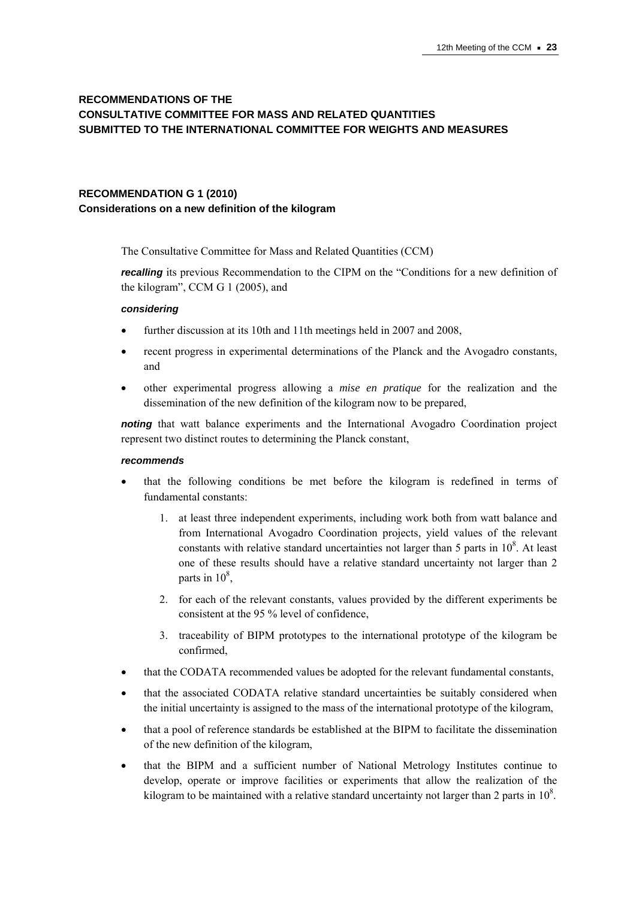## RECOMMENDATIONS OF THE CONSULTATIVE COMMITTEE FOR MASS AND RELATED QUANTITIES SUBMITTED TO THE INTERNATIONAL COMMITTEE FOR WEIGHTS AND MEASURES

### RECOMMENDATION G 1 (2010)
**Considerations on a new definition of the kilogram**

The Consultative Committee for Mass and Related Quantities (CCM)

***recalling*** its previous Recommendation to the CIPM on the "Conditions for a new definition of the kilogram", CCM G 1 (2005), and

***considering***

- further discussion at its 10th and 11th meetings held in 2007 and 2008,
- recent progress in experimental determinations of the Planck and the Avogadro constants, and
- other experimental progress allowing a *mise en pratique* for the realization and the dissemination of the new definition of the kilogram now to be prepared,

***noting*** that watt balance experiments and the International Avogadro Coordination project represent two distinct routes to determining the Planck constant,

***recommends***

- that the following conditions be met before the kilogram is redefined in terms of fundamental constants:
    1. at least three independent experiments, including work both from watt balance and from International Avogadro Coordination projects, yield values of the relevant constants with relative standard uncertainties not larger than 5 parts in $10^8$. At least one of these results should have a relative standard uncertainty not larger than 2 parts in $10^8$,
    2. for each of the relevant constants, values provided by the different experiments be consistent at the 95 % level of confidence,
    3. traceability of BIPM prototypes to the international prototype of the kilogram be confirmed,
- that the CODATA recommended values be adopted for the relevant fundamental constants,
- that the associated CODATA relative standard uncertainties be suitably considered when the initial uncertainty is assigned to the mass of the international prototype of the kilogram,
- that a pool of reference standards be established at the BIPM to facilitate the dissemination of the new definition of the kilogram,
- that the BIPM and a sufficient number of National Metrology Institutes continue to develop, operate or improve facilities or experiments that allow the realization of the kilogram to be maintained with a relative standard uncertainty not larger than 2 parts in $10^8$.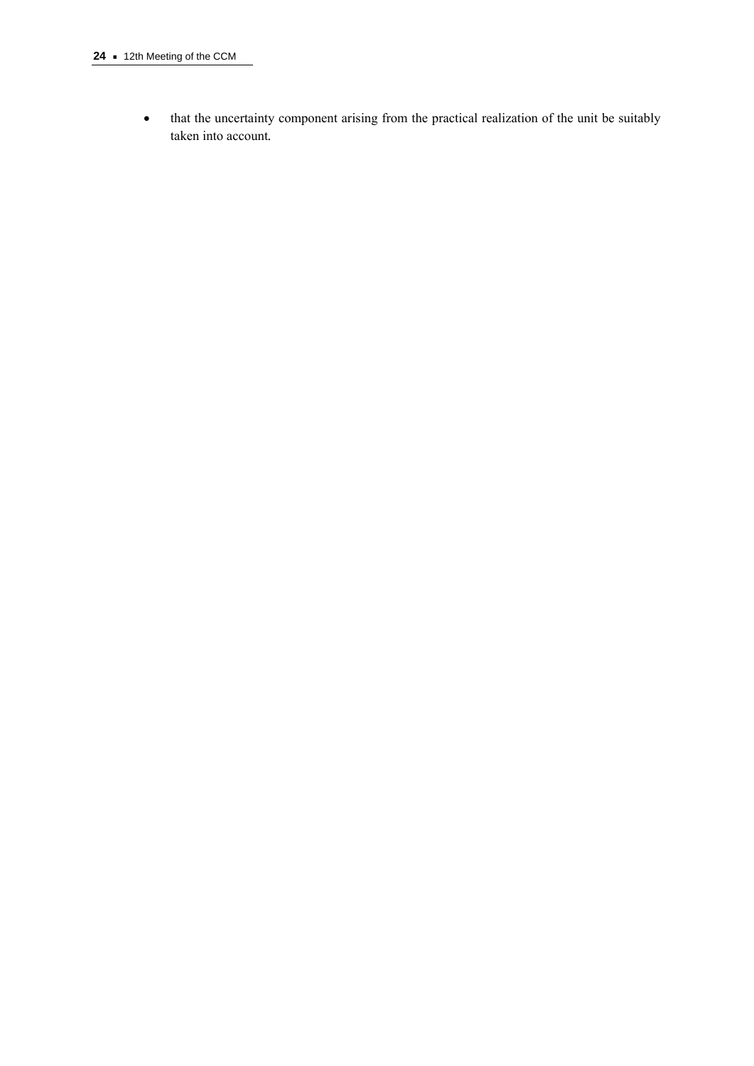- that the uncertainty component arising from the practical realization of the unit be suitably taken into account.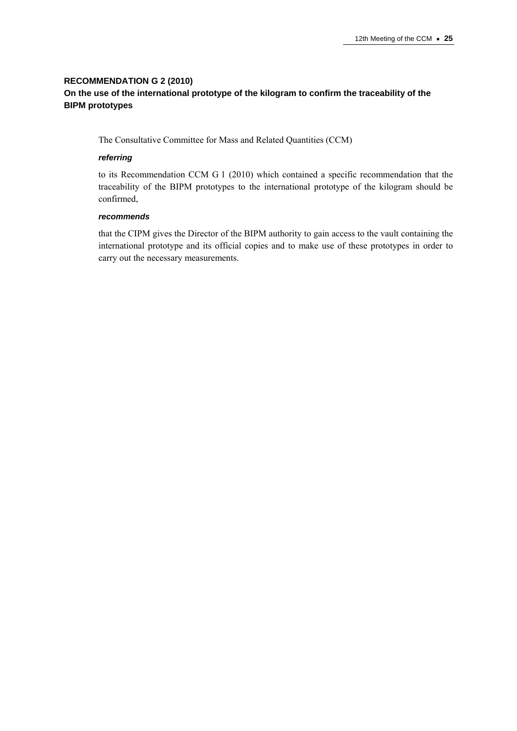**RECOMMENDATION G 2 (2010)**
**On the use of the international prototype of the kilogram to confirm the traceability of the BIPM prototypes**

The Consultative Committee for Mass and Related Quantities (CCM)

***referring***

to its Recommendation CCM G 1 (2010) which contained a specific recommendation that the traceability of the BIPM prototypes to the international prototype of the kilogram should be confirmed,

***recommends***

that the CIPM gives the Director of the BIPM authority to gain access to the vault containing the international prototype and its official copies and to make use of these prototypes in order to carry out the necessary measurements.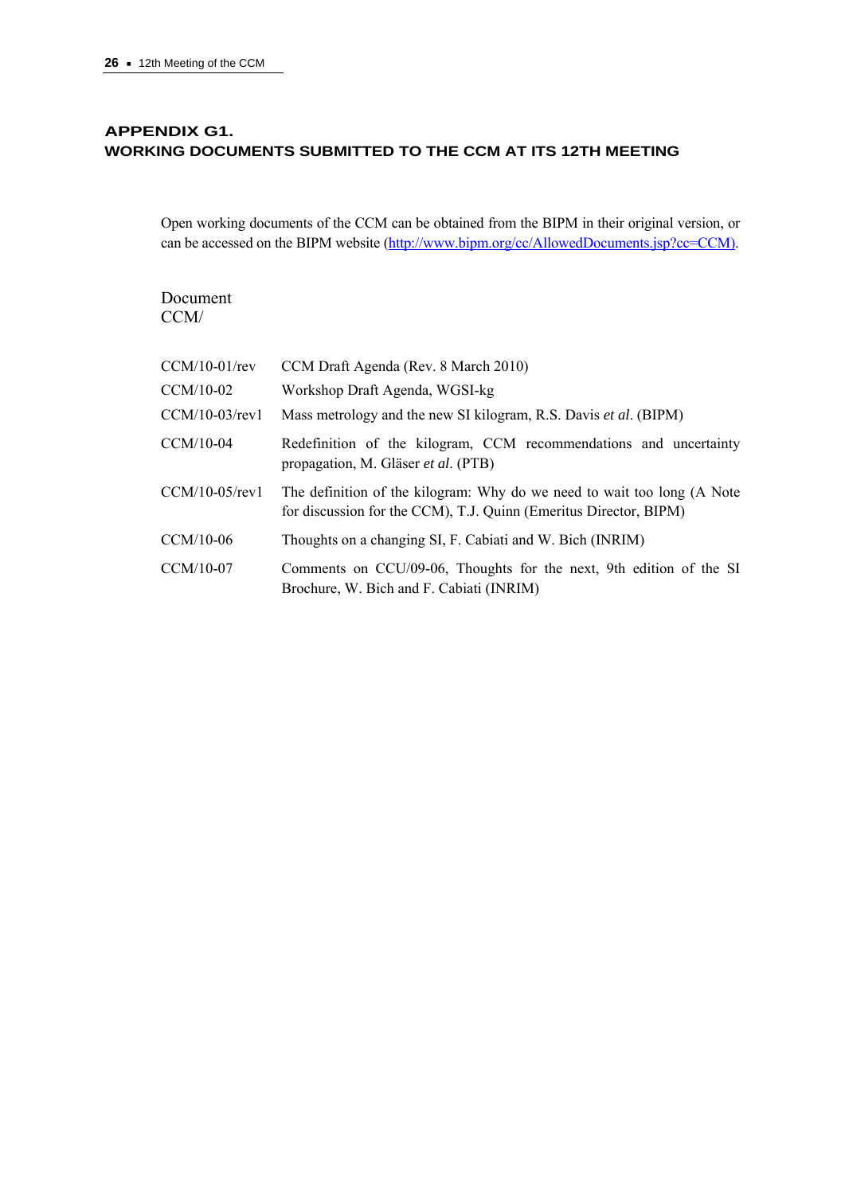## APPENDIX G1.
## WORKING DOCUMENTS SUBMITTED TO THE CCM AT ITS 12TH MEETING

Open working documents of the CCM can be obtained from the BIPM in their original version, or can be accessed on the BIPM website (http://www.bipm.org/cc/AllowedDocuments.jsp?cc=CCM).

| Document CCM/ | |
|---|---|
| CCM/10-01/rev | CCM Draft Agenda (Rev. 8 March 2010) |
| CCM/10-02 | Workshop Draft Agenda, WGSI-kg |
| CCM/10-03/rev1 | Mass metrology and the new SI kilogram, R.S. Davis *et al*. (BIPM) |
| CCM/10-04 | Redefinition of the kilogram, CCM recommendations and uncertainty propagation, M. Gläser *et al*. (PTB) |
| CCM/10-05/rev1 | The definition of the kilogram: Why do we need to wait too long (A Note for discussion for the CCM), T.J. Quinn (Emeritus Director, BIPM) |
| CCM/10-06 | Thoughts on a changing SI, F. Cabiati and W. Bich (INRIM) |
| CCM/10-07 | Comments on CCU/09-06, Thoughts for the next, 9th edition of the SI Brochure, W. Bich and F. Cabiati (INRIM) |